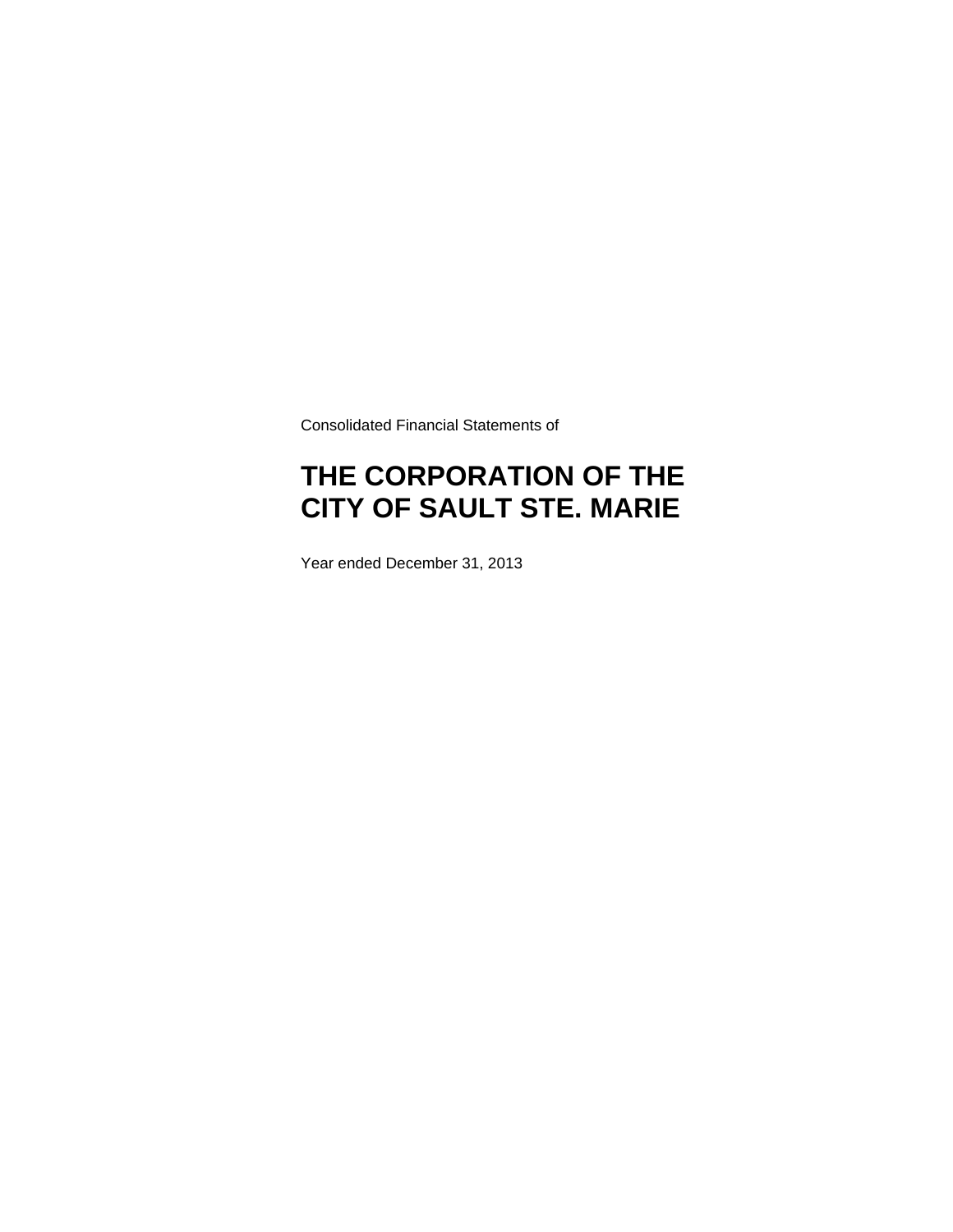Consolidated Financial Statements of

# THE CORPORATION OF THE CITY OF SAULT STE. MARIE

Year ended December 31, 2013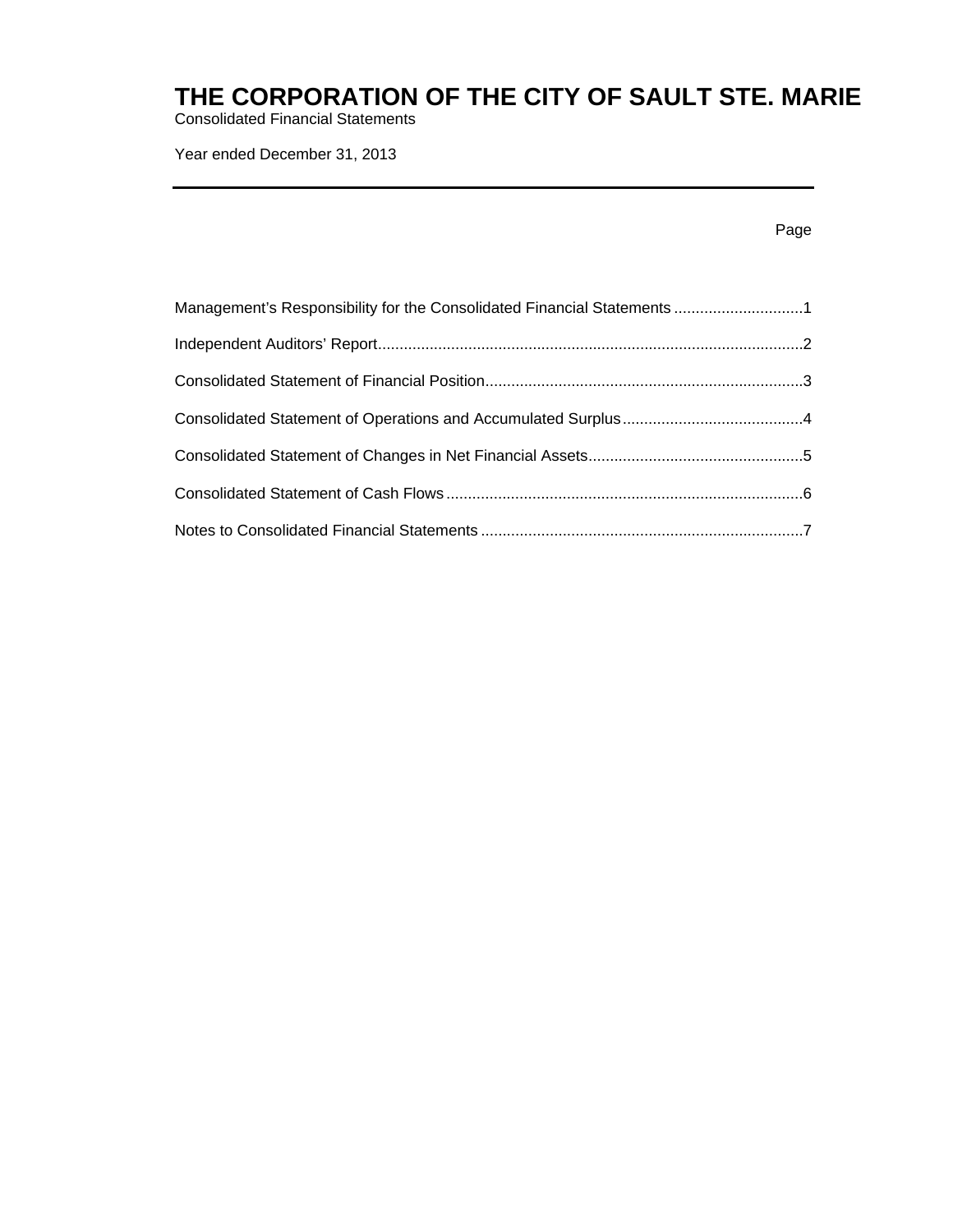# THE CORPORATION OF THE CITY OF SAULT STE. MARIE

Consolidated Financial Statements

Year ended December 31, 2013

| | Page |
|---|---|
| Management's Responsibility for the Consolidated Financial Statements | 1 |
| Independent Auditors' Report | 2 |
| Consolidated Statement of Financial Position | 3 |
| Consolidated Statement of Operations and Accumulated Surplus | 4 |
| Consolidated Statement of Changes in Net Financial Assets | 5 |
| Consolidated Statement of Cash Flows | 6 |
| Notes to Consolidated Financial Statements | 7 |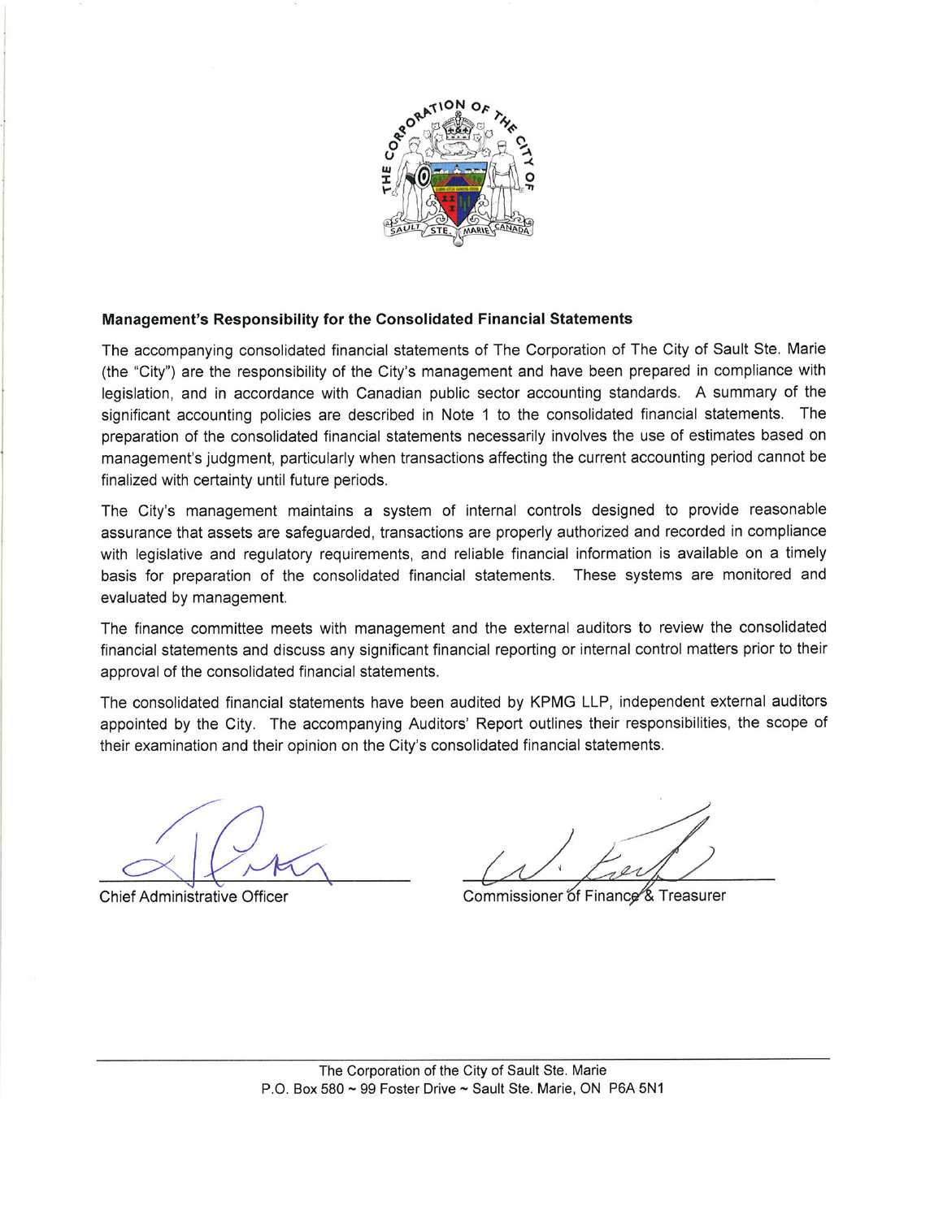## Management's Responsibility for the Consolidated Financial Statements

The accompanying consolidated financial statements of The Corporation of The City of Sault Ste. Marie (the "City") are the responsibility of the City's management and have been prepared in compliance with legislation, and in accordance with Canadian public sector accounting standards. A summary of the significant accounting policies are described in Note 1 to the consolidated financial statements. The preparation of the consolidated financial statements necessarily involves the use of estimates based on management's judgment, particularly when transactions affecting the current accounting period cannot be finalized with certainty until future periods.

The City's management maintains a system of internal controls designed to provide reasonable assurance that assets are safeguarded, transactions are properly authorized and recorded in compliance with legislative and regulatory requirements, and reliable financial information is available on a timely basis for preparation of the consolidated financial statements. These systems are monitored and evaluated by management.

The finance committee meets with management and the external auditors to review the consolidated financial statements and discuss any significant financial reporting or internal control matters prior to their approval of the consolidated financial statements.

The consolidated financial statements have been audited by KPMG LLP, independent external auditors appointed by the City. The accompanying Auditors' Report outlines their responsibilities, the scope of their examination and their opinion on the City's consolidated financial statements.

Chief Administrative Officer

Commissioner of Finance & Treasurer

The Corporation of the City of Sault Ste. Marie
P.O. Box 580 ~ 99 Foster Drive ~ Sault Ste. Marie, ON P6A 5N1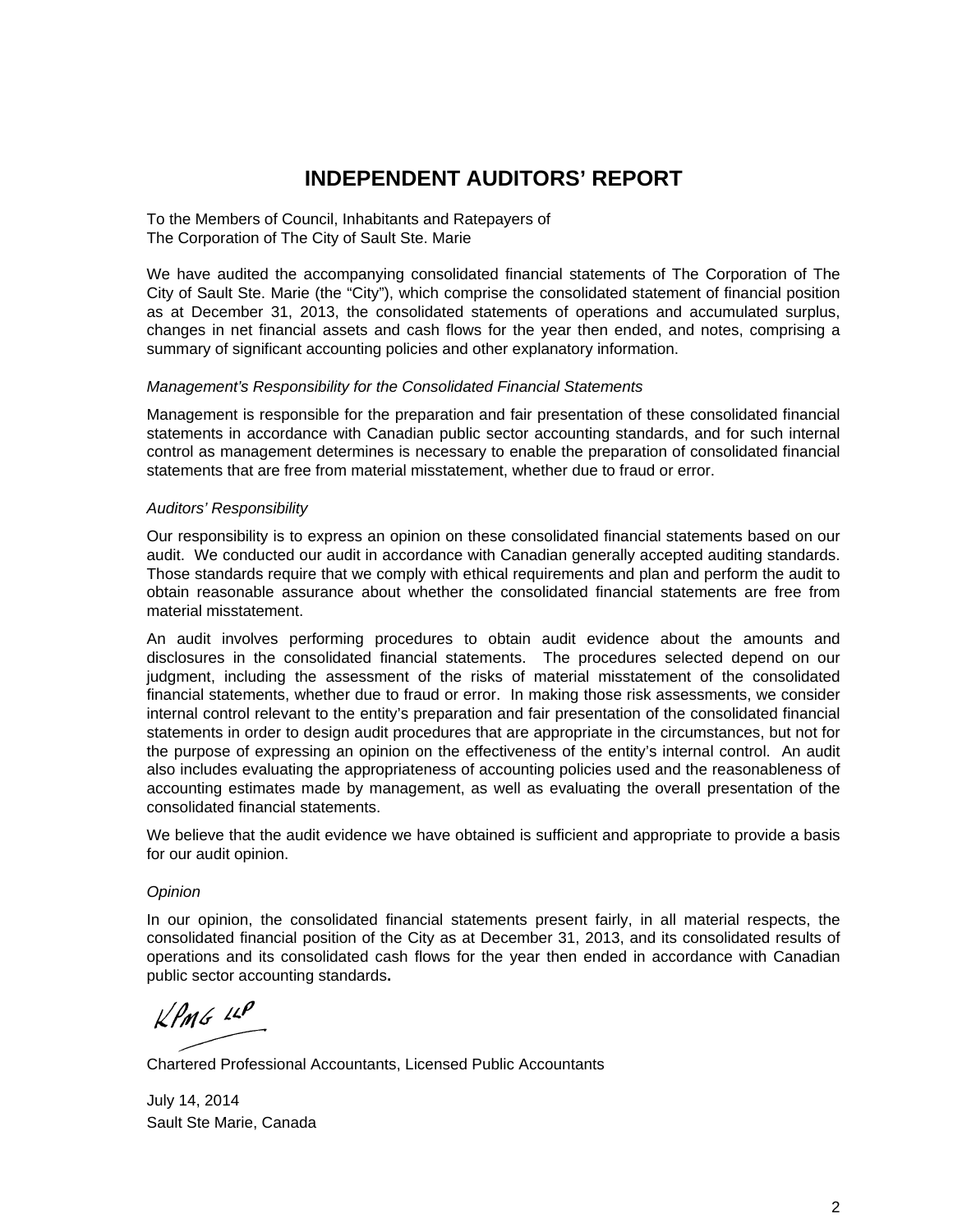# INDEPENDENT AUDITORS' REPORT

To the Members of Council, Inhabitants and Ratepayers of
The Corporation of The City of Sault Ste. Marie

We have audited the accompanying consolidated financial statements of The Corporation of The City of Sault Ste. Marie (the "City"), which comprise the consolidated statement of financial position as at December 31, 2013, the consolidated statements of operations and accumulated surplus, changes in net financial assets and cash flows for the year then ended, and notes, comprising a summary of significant accounting policies and other explanatory information.

*Management's Responsibility for the Consolidated Financial Statements*

Management is responsible for the preparation and fair presentation of these consolidated financial statements in accordance with Canadian public sector accounting standards, and for such internal control as management determines is necessary to enable the preparation of consolidated financial statements that are free from material misstatement, whether due to fraud or error.

*Auditors' Responsibility*

Our responsibility is to express an opinion on these consolidated financial statements based on our audit. We conducted our audit in accordance with Canadian generally accepted auditing standards. Those standards require that we comply with ethical requirements and plan and perform the audit to obtain reasonable assurance about whether the consolidated financial statements are free from material misstatement.

An audit involves performing procedures to obtain audit evidence about the amounts and disclosures in the consolidated financial statements. The procedures selected depend on our judgment, including the assessment of the risks of material misstatement of the consolidated financial statements, whether due to fraud or error. In making those risk assessments, we consider internal control relevant to the entity's preparation and fair presentation of the consolidated financial statements in order to design audit procedures that are appropriate in the circumstances, but not for the purpose of expressing an opinion on the effectiveness of the entity's internal control. An audit also includes evaluating the appropriateness of accounting policies used and the reasonableness of accounting estimates made by management, as well as evaluating the overall presentation of the consolidated financial statements.

We believe that the audit evidence we have obtained is sufficient and appropriate to provide a basis for our audit opinion.

*Opinion*

In our opinion, the consolidated financial statements present fairly, in all material respects, the consolidated financial position of the City as at December 31, 2013, and its consolidated results of operations and its consolidated cash flows for the year then ended in accordance with Canadian public sector accounting standards**.**

KPMG LLP

Chartered Professional Accountants, Licensed Public Accountants

July 14, 2014
Sault Ste Marie, Canada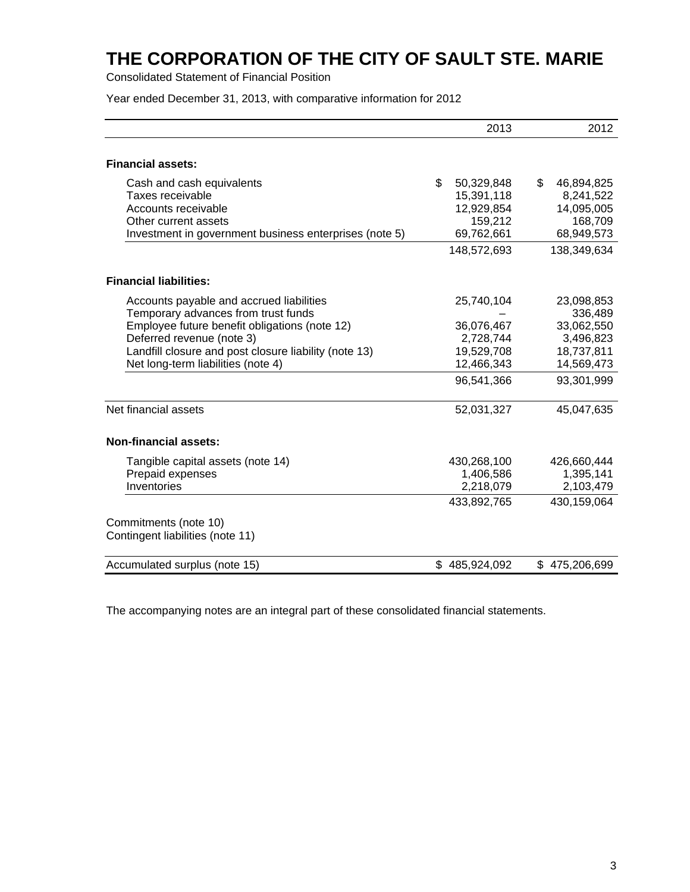# THE CORPORATION OF THE CITY OF SAULT STE. MARIE

Consolidated Statement of Financial Position

Year ended December 31, 2013, with comparative information for 2012

| | 2013 | 2012 |
|---|---:|---:|
| **Financial assets:** | | |
| Cash and cash equivalents | $ 50,329,848 | $ 46,894,825 |
| Taxes receivable | 15,391,118 | 8,241,522 |
| Accounts receivable | 12,929,854 | 14,095,005 |
| Other current assets | 159,212 | 168,709 |
| Investment in government business enterprises (note 5) | 69,762,661 | 68,949,573 |
| | 148,572,693 | 138,349,634 |
| **Financial liabilities:** | | |
| Accounts payable and accrued liabilities | 25,740,104 | 23,098,853 |
| Temporary advances from trust funds | – | 336,489 |
| Employee future benefit obligations (note 12) | 36,076,467 | 33,062,550 |
| Deferred revenue (note 3) | 2,728,744 | 3,496,823 |
| Landfill closure and post closure liability (note 13) | 19,529,708 | 18,737,811 |
| Net long-term liabilities (note 4) | 12,466,343 | 14,569,473 |
| | 96,541,366 | 93,301,999 |
| Net financial assets | 52,031,327 | 45,047,635 |
| **Non-financial assets:** | | |
| Tangible capital assets (note 14) | 430,268,100 | 426,660,444 |
| Prepaid expenses | 1,406,586 | 1,395,141 |
| Inventories | 2,218,079 | 2,103,479 |
| | 433,892,765 | 430,159,064 |
| Commitments (note 10) | | |
| Contingent liabilities (note 11) | | |
| Accumulated surplus (note 15) | $ 485,924,092 | $ 475,206,699 |

The accompanying notes are an integral part of these consolidated financial statements.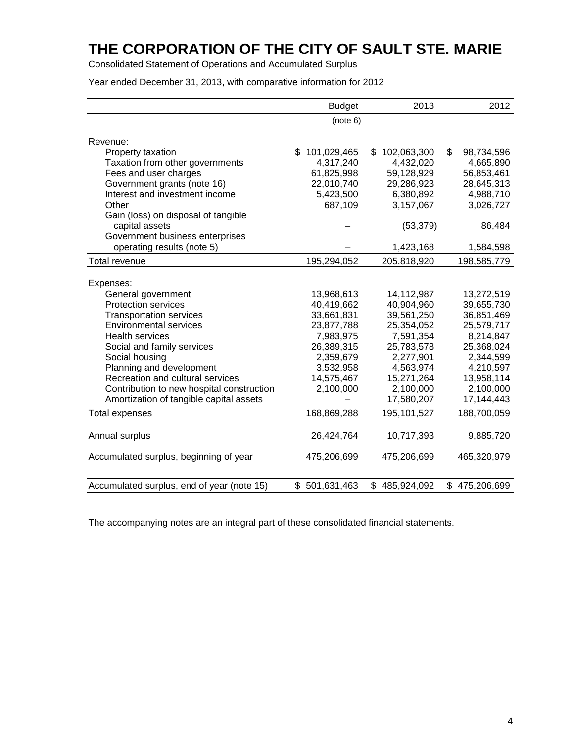# THE CORPORATION OF THE CITY OF SAULT STE. MARIE

Consolidated Statement of Operations and Accumulated Surplus

Year ended December 31, 2013, with comparative information for 2012

| | Budget | 2013 | 2012 |
|---|---|---|---|
| | (note 6) | | |
| Revenue: | | | |
| Property taxation | $ 101,029,465 | $ 102,063,300 | $ 98,734,596 |
| Taxation from other governments | 4,317,240 | 4,432,020 | 4,665,890 |
| Fees and user charges | 61,825,998 | 59,128,929 | 56,853,461 |
| Government grants (note 16) | 22,010,740 | 29,286,923 | 28,645,313 |
| Interest and investment income | 5,423,500 | 6,380,892 | 4,988,710 |
| Other | 687,109 | 3,157,067 | 3,026,727 |
| Gain (loss) on disposal of tangible capital assets | – | (53,379) | 86,484 |
| Government business enterprises operating results (note 5) | – | 1,423,168 | 1,584,598 |
| Total revenue | 195,294,052 | 205,818,920 | 198,585,779 |
| Expenses: | | | |
| General government | 13,968,613 | 14,112,987 | 13,272,519 |
| Protection services | 40,419,662 | 40,904,960 | 39,655,730 |
| Transportation services | 33,661,831 | 39,561,250 | 36,851,469 |
| Environmental services | 23,877,788 | 25,354,052 | 25,579,717 |
| Health services | 7,983,975 | 7,591,354 | 8,214,847 |
| Social and family services | 26,389,315 | 25,783,578 | 25,368,024 |
| Social housing | 2,359,679 | 2,277,901 | 2,344,599 |
| Planning and development | 3,532,958 | 4,563,974 | 4,210,597 |
| Recreation and cultural services | 14,575,467 | 15,271,264 | 13,958,114 |
| Contribution to new hospital construction | 2,100,000 | 2,100,000 | 2,100,000 |
| Amortization of tangible capital assets | – | 17,580,207 | 17,144,443 |
| Total expenses | 168,869,288 | 195,101,527 | 188,700,059 |
| Annual surplus | 26,424,764 | 10,717,393 | 9,885,720 |
| Accumulated surplus, beginning of year | 475,206,699 | 475,206,699 | 465,320,979 |
| Accumulated surplus, end of year (note 15) | $ 501,631,463 | $ 485,924,092 | $ 475,206,699 |

The accompanying notes are an integral part of these consolidated financial statements.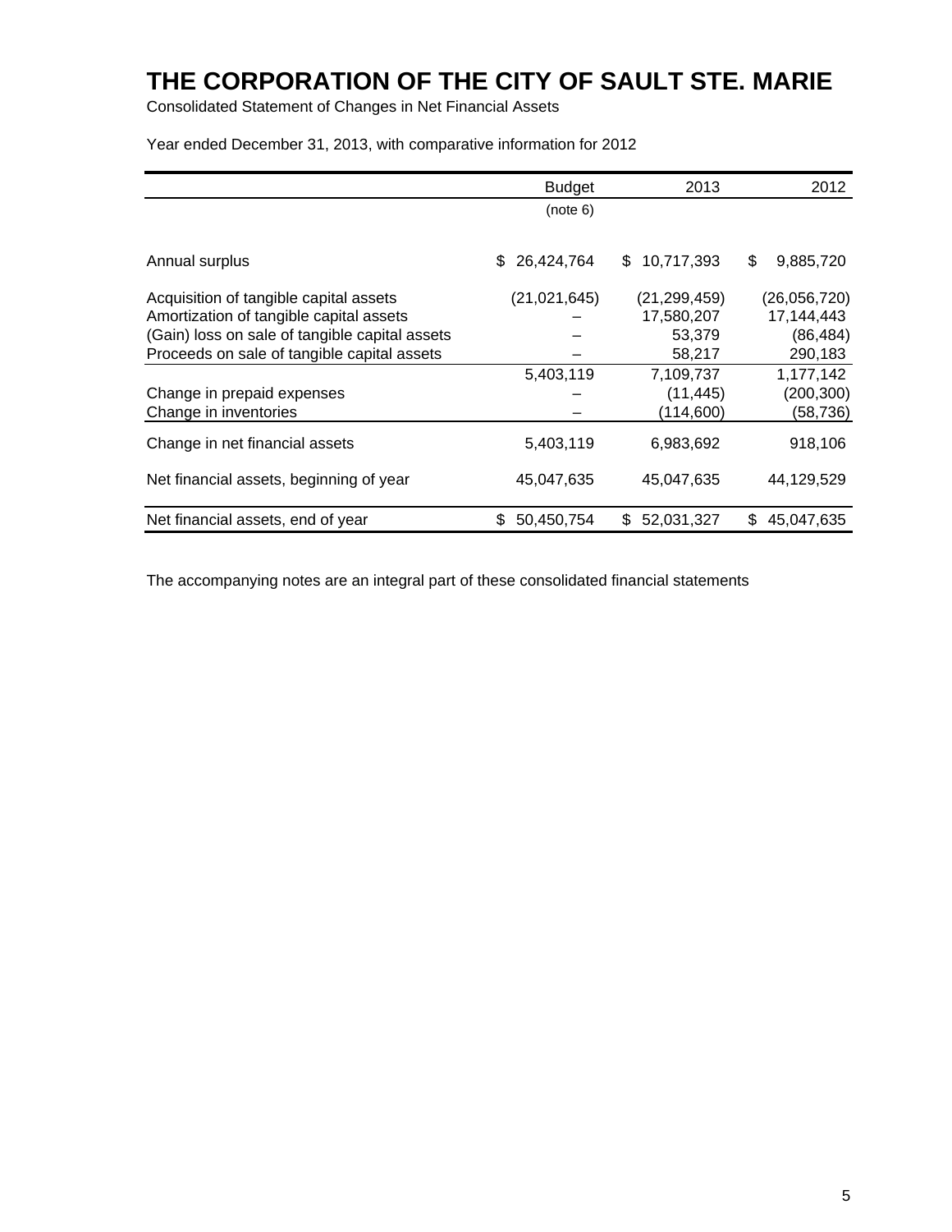# THE CORPORATION OF THE CITY OF SAULT STE. MARIE

Consolidated Statement of Changes in Net Financial Assets

Year ended December 31, 2013, with comparative information for 2012

| | Budget (note 6) | 2013 | 2012 |
|---|---|---|---|
| Annual surplus | $ 26,424,764 | $ 10,717,393 | $ 9,885,720 |
| Acquisition of tangible capital assets | (21,021,645) | (21,299,459) | (26,056,720) |
| Amortization of tangible capital assets | – | 17,580,207 | 17,144,443 |
| (Gain) loss on sale of tangible capital assets | – | 53,379 | (86,484) |
| Proceeds on sale of tangible capital assets | – | 58,217 | 290,183 |
| | 5,403,119 | 7,109,737 | 1,177,142 |
| Change in prepaid expenses | – | (11,445) | (200,300) |
| Change in inventories | – | (114,600) | (58,736) |
| Change in net financial assets | 5,403,119 | 6,983,692 | 918,106 |
| Net financial assets, beginning of year | 45,047,635 | 45,047,635 | 44,129,529 |
| Net financial assets, end of year | $ 50,450,754 | $ 52,031,327 | $ 45,047,635 |

The accompanying notes are an integral part of these consolidated financial statements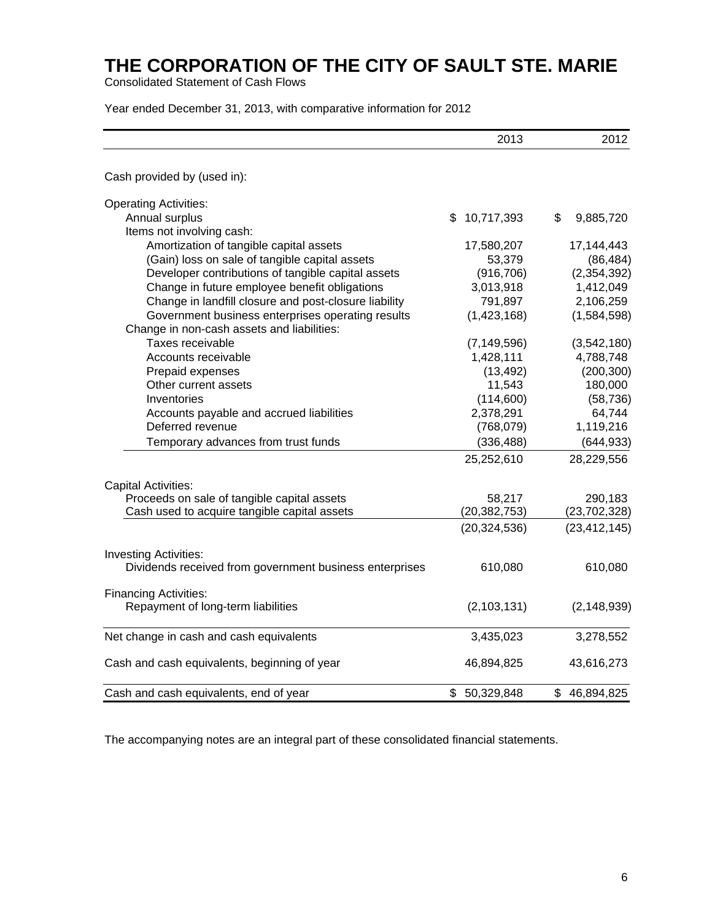# THE CORPORATION OF THE CITY OF SAULT STE. MARIE

Consolidated Statement of Cash Flows

Year ended December 31, 2013, with comparative information for 2012

| | 2013 | 2012 |
|---|---|---|
| Cash provided by (used in): | | |
| **Operating Activities:** | | |
| Annual surplus | $ 10,717,393 | $ 9,885,720 |
| Items not involving cash: | | |
| Amortization of tangible capital assets | 17,580,207 | 17,144,443 |
| (Gain) loss on sale of tangible capital assets | 53,379 | (86,484) |
| Developer contributions of tangible capital assets | (916,706) | (2,354,392) |
| Change in future employee benefit obligations | 3,013,918 | 1,412,049 |
| Change in landfill closure and post-closure liability | 791,897 | 2,106,259 |
| Government business enterprises operating results | (1,423,168) | (1,584,598) |
| Change in non-cash assets and liabilities: | | |
| Taxes receivable | (7,149,596) | (3,542,180) |
| Accounts receivable | 1,428,111 | 4,788,748 |
| Prepaid expenses | (13,492) | (200,300) |
| Other current assets | 11,543 | 180,000 |
| Inventories | (114,600) | (58,736) |
| Accounts payable and accrued liabilities | 2,378,291 | 64,744 |
| Deferred revenue | (768,079) | 1,119,216 |
| Temporary advances from trust funds | (336,488) | (644,933) |
| | 25,252,610 | 28,229,556 |
| **Capital Activities:** | | |
| Proceeds on sale of tangible capital assets | 58,217 | 290,183 |
| Cash used to acquire tangible capital assets | (20,382,753) | (23,702,328) |
| | (20,324,536) | (23,412,145) |
| **Investing Activities:** | | |
| Dividends received from government business enterprises | 610,080 | 610,080 |
| **Financing Activities:** | | |
| Repayment of long-term liabilities | (2,103,131) | (2,148,939) |
| Net change in cash and cash equivalents | 3,435,023 | 3,278,552 |
| Cash and cash equivalents, beginning of year | 46,894,825 | 43,616,273 |
| Cash and cash equivalents, end of year | $ 50,329,848 | $ 46,894,825 |

The accompanying notes are an integral part of these consolidated financial statements.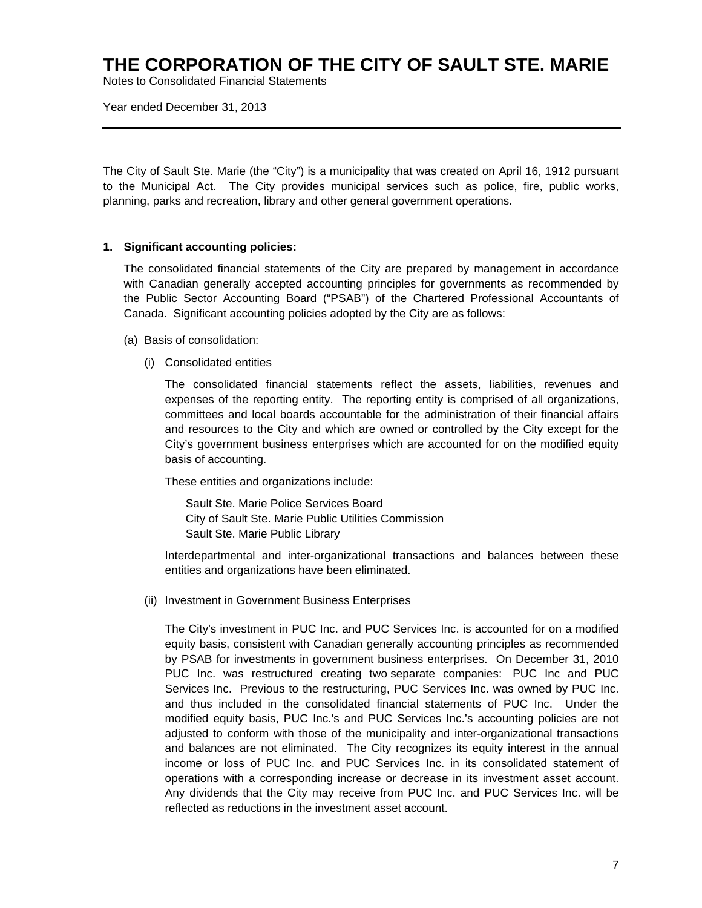# THE CORPORATION OF THE CITY OF SAULT STE. MARIE

Notes to Consolidated Financial Statements

Year ended December 31, 2013

---

The City of Sault Ste. Marie (the "City") is a municipality that was created on April 16, 1912 pursuant to the Municipal Act. The City provides municipal services such as police, fire, public works, planning, parks and recreation, library and other general government operations.

**1. Significant accounting policies:**

The consolidated financial statements of the City are prepared by management in accordance with Canadian generally accepted accounting principles for governments as recommended by the Public Sector Accounting Board ("PSAB") of the Chartered Professional Accountants of Canada. Significant accounting policies adopted by the City are as follows:

(a) Basis of consolidation:

(i) Consolidated entities

The consolidated financial statements reflect the assets, liabilities, revenues and expenses of the reporting entity. The reporting entity is comprised of all organizations, committees and local boards accountable for the administration of their financial affairs and resources to the City and which are owned or controlled by the City except for the City's government business enterprises which are accounted for on the modified equity basis of accounting.

These entities and organizations include:

Sault Ste. Marie Police Services Board
City of Sault Ste. Marie Public Utilities Commission
Sault Ste. Marie Public Library

Interdepartmental and inter-organizational transactions and balances between these entities and organizations have been eliminated.

(ii) Investment in Government Business Enterprises

The City's investment in PUC Inc. and PUC Services Inc. is accounted for on a modified equity basis, consistent with Canadian generally accounting principles as recommended by PSAB for investments in government business enterprises. On December 31, 2010 PUC Inc. was restructured creating two separate companies: PUC Inc and PUC Services Inc. Previous to the restructuring, PUC Services Inc. was owned by PUC Inc. and thus included in the consolidated financial statements of PUC Inc. Under the modified equity basis, PUC Inc.'s and PUC Services Inc.'s accounting policies are not adjusted to conform with those of the municipality and inter-organizational transactions and balances are not eliminated. The City recognizes its equity interest in the annual income or loss of PUC Inc. and PUC Services Inc. in its consolidated statement of operations with a corresponding increase or decrease in its investment asset account. Any dividends that the City may receive from PUC Inc. and PUC Services Inc. will be reflected as reductions in the investment asset account.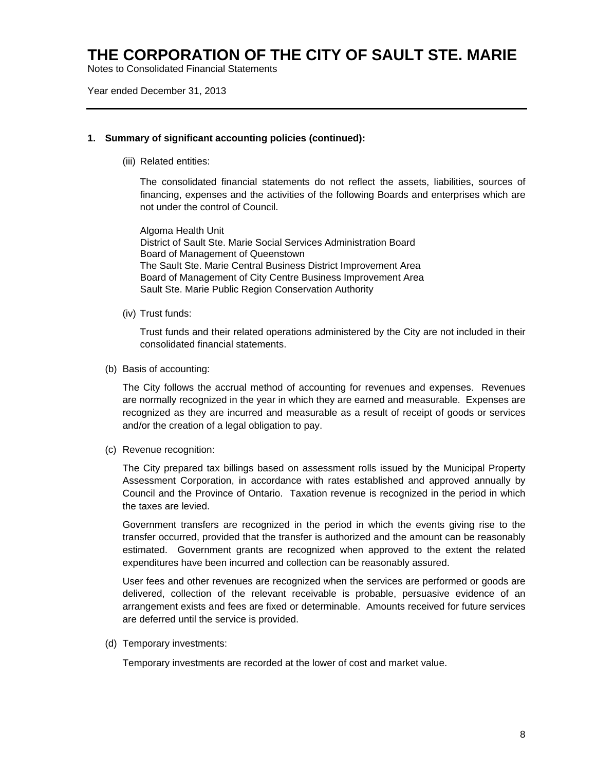## 1. Summary of significant accounting policies (continued):

(iii) Related entities:

The consolidated financial statements do not reflect the assets, liabilities, sources of financing, expenses and the activities of the following Boards and enterprises which are not under the control of Council.

Algoma Health Unit
District of Sault Ste. Marie Social Services Administration Board
Board of Management of Queenstown
The Sault Ste. Marie Central Business District Improvement Area
Board of Management of City Centre Business Improvement Area
Sault Ste. Marie Public Region Conservation Authority

(iv) Trust funds:

Trust funds and their related operations administered by the City are not included in their consolidated financial statements.

(b) Basis of accounting:

The City follows the accrual method of accounting for revenues and expenses. Revenues are normally recognized in the year in which they are earned and measurable. Expenses are recognized as they are incurred and measurable as a result of receipt of goods or services and/or the creation of a legal obligation to pay.

(c) Revenue recognition:

The City prepared tax billings based on assessment rolls issued by the Municipal Property Assessment Corporation, in accordance with rates established and approved annually by Council and the Province of Ontario. Taxation revenue is recognized in the period in which the taxes are levied.

Government transfers are recognized in the period in which the events giving rise to the transfer occurred, provided that the transfer is authorized and the amount can be reasonably estimated. Government grants are recognized when approved to the extent the related expenditures have been incurred and collection can be reasonably assured.

User fees and other revenues are recognized when the services are performed or goods are delivered, collection of the relevant receivable is probable, persuasive evidence of an arrangement exists and fees are fixed or determinable. Amounts received for future services are deferred until the service is provided.

(d) Temporary investments:

Temporary investments are recorded at the lower of cost and market value.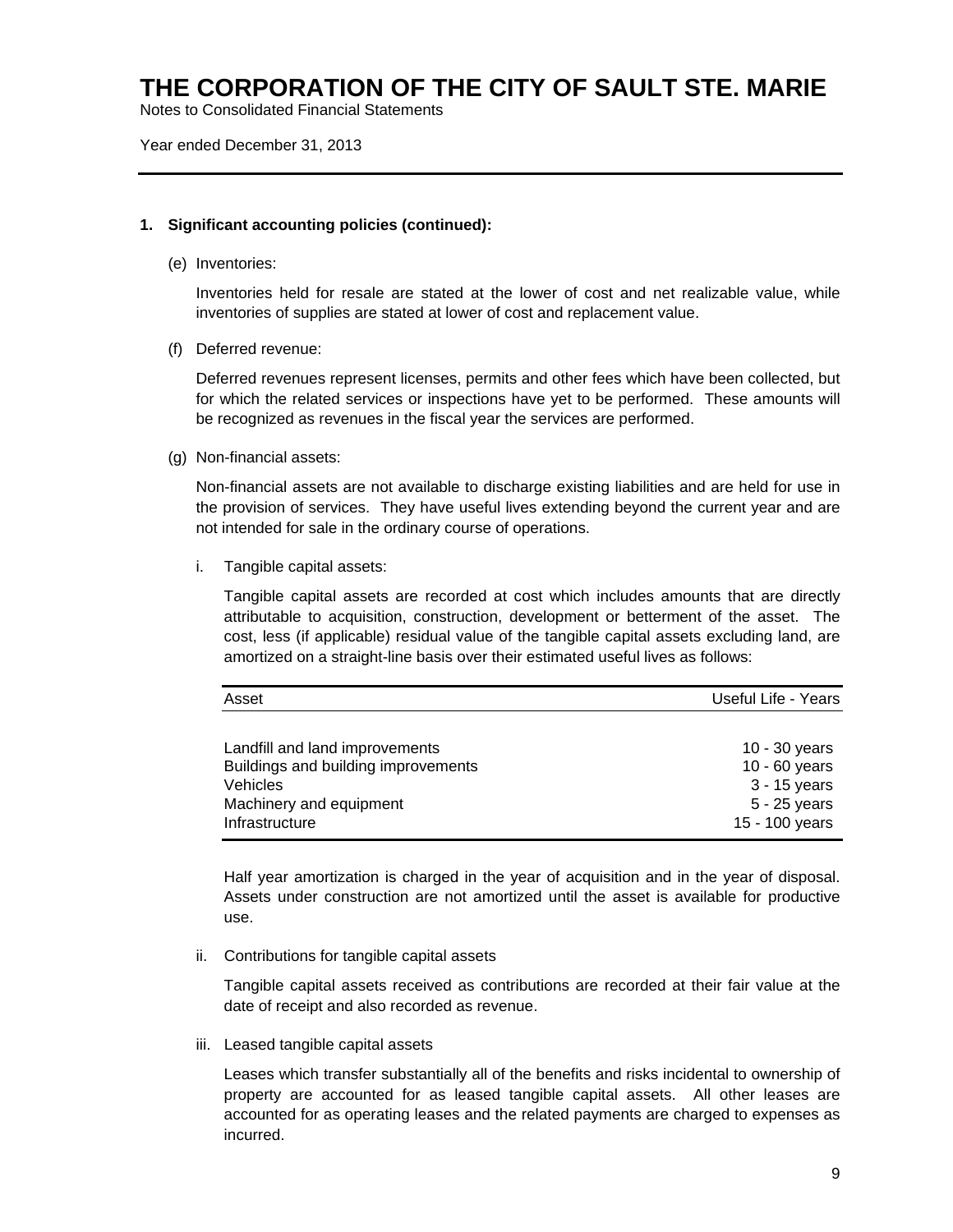# THE CORPORATION OF THE CITY OF SAULT STE. MARIE

Notes to Consolidated Financial Statements

Year ended December 31, 2013

**1. Significant accounting policies (continued):**

(e) Inventories:

Inventories held for resale are stated at the lower of cost and net realizable value, while inventories of supplies are stated at lower of cost and replacement value.

(f) Deferred revenue:

Deferred revenues represent licenses, permits and other fees which have been collected, but for which the related services or inspections have yet to be performed. These amounts will be recognized as revenues in the fiscal year the services are performed.

(g) Non-financial assets:

Non-financial assets are not available to discharge existing liabilities and are held for use in the provision of services. They have useful lives extending beyond the current year and are not intended for sale in the ordinary course of operations.

i. Tangible capital assets:

Tangible capital assets are recorded at cost which includes amounts that are directly attributable to acquisition, construction, development or betterment of the asset. The cost, less (if applicable) residual value of the tangible capital assets excluding land, are amortized on a straight-line basis over their estimated useful lives as follows:

| Asset | Useful Life - Years |
|---|---|
| Landfill and land improvements | 10 - 30 years |
| Buildings and building improvements | 10 - 60 years |
| Vehicles | 3 - 15 years |
| Machinery and equipment | 5 - 25 years |
| Infrastructure | 15 - 100 years |

Half year amortization is charged in the year of acquisition and in the year of disposal. Assets under construction are not amortized until the asset is available for productive use.

ii. Contributions for tangible capital assets

Tangible capital assets received as contributions are recorded at their fair value at the date of receipt and also recorded as revenue.

iii. Leased tangible capital assets

Leases which transfer substantially all of the benefits and risks incidental to ownership of property are accounted for as leased tangible capital assets. All other leases are accounted for as operating leases and the related payments are charged to expenses as incurred.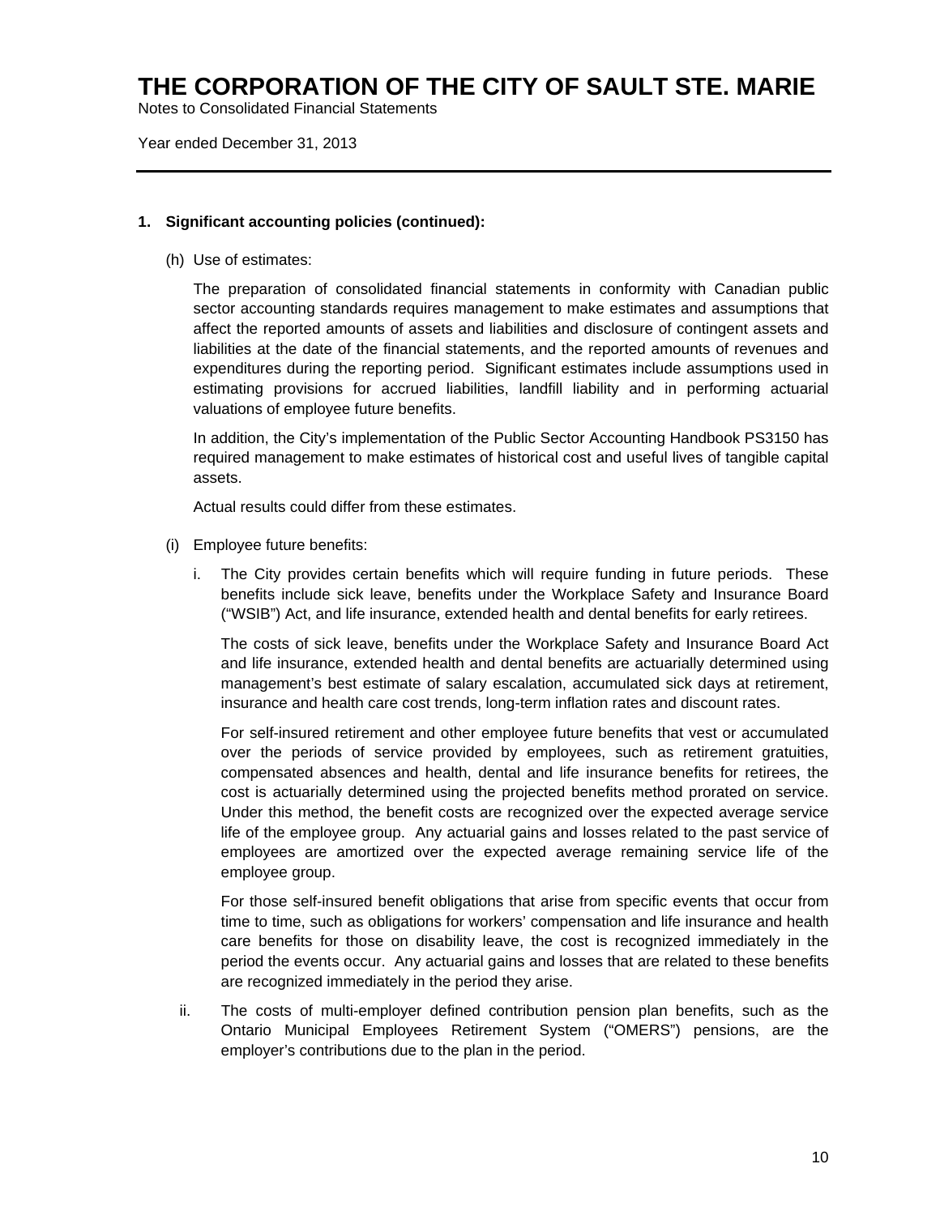# THE CORPORATION OF THE CITY OF SAULT STE. MARIE

Notes to Consolidated Financial Statements

Year ended December 31, 2013

---

**1. Significant accounting policies (continued):**

(h) Use of estimates:

The preparation of consolidated financial statements in conformity with Canadian public sector accounting standards requires management to make estimates and assumptions that affect the reported amounts of assets and liabilities and disclosure of contingent assets and liabilities at the date of the financial statements, and the reported amounts of revenues and expenditures during the reporting period. Significant estimates include assumptions used in estimating provisions for accrued liabilities, landfill liability and in performing actuarial valuations of employee future benefits.

In addition, the City's implementation of the Public Sector Accounting Handbook PS3150 has required management to make estimates of historical cost and useful lives of tangible capital assets.

Actual results could differ from these estimates.

(i) Employee future benefits:

i. The City provides certain benefits which will require funding in future periods. These benefits include sick leave, benefits under the Workplace Safety and Insurance Board ("WSIB") Act, and life insurance, extended health and dental benefits for early retirees.

The costs of sick leave, benefits under the Workplace Safety and Insurance Board Act and life insurance, extended health and dental benefits are actuarially determined using management's best estimate of salary escalation, accumulated sick days at retirement, insurance and health care cost trends, long-term inflation rates and discount rates.

For self-insured retirement and other employee future benefits that vest or accumulated over the periods of service provided by employees, such as retirement gratuities, compensated absences and health, dental and life insurance benefits for retirees, the cost is actuarially determined using the projected benefits method prorated on service. Under this method, the benefit costs are recognized over the expected average service life of the employee group. Any actuarial gains and losses related to the past service of employees are amortized over the expected average remaining service life of the employee group.

For those self-insured benefit obligations that arise from specific events that occur from time to time, such as obligations for workers' compensation and life insurance and health care benefits for those on disability leave, the cost is recognized immediately in the period the events occur. Any actuarial gains and losses that are related to these benefits are recognized immediately in the period they arise.

ii. The costs of multi-employer defined contribution pension plan benefits, such as the Ontario Municipal Employees Retirement System ("OMERS") pensions, are the employer's contributions due to the plan in the period.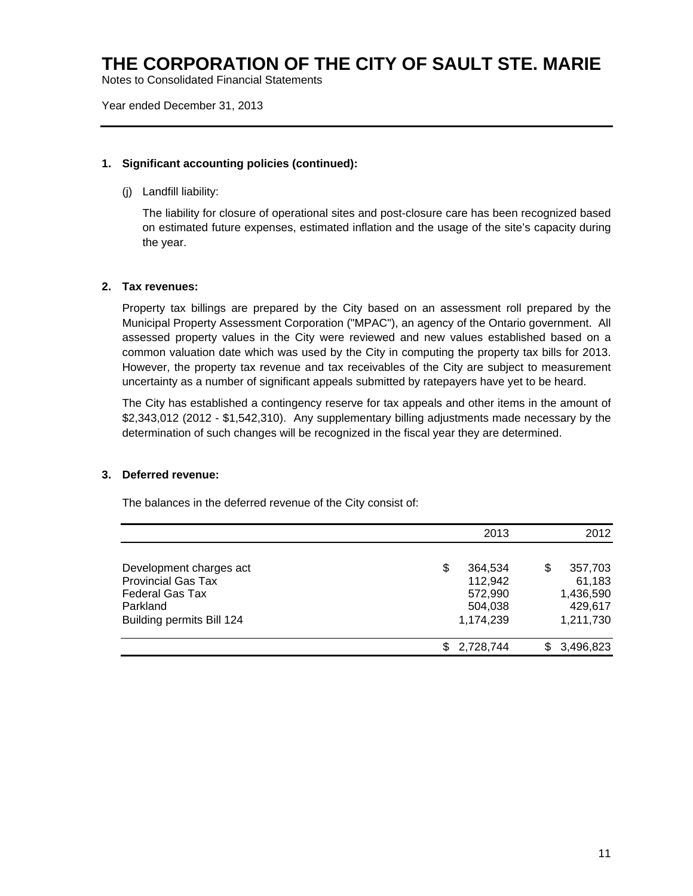# THE CORPORATION OF THE CITY OF SAULT STE. MARIE

Notes to Consolidated Financial Statements

Year ended December 31, 2013

## 1. Significant accounting policies (continued):

(j) Landfill liability:

The liability for closure of operational sites and post-closure care has been recognized based on estimated future expenses, estimated inflation and the usage of the site's capacity during the year.

## 2. Tax revenues:

Property tax billings are prepared by the City based on an assessment roll prepared by the Municipal Property Assessment Corporation ("MPAC"), an agency of the Ontario government. All assessed property values in the City were reviewed and new values established based on a common valuation date which was used by the City in computing the property tax bills for 2013. However, the property tax revenue and tax receivables of the City are subject to measurement uncertainty as a number of significant appeals submitted by ratepayers have yet to be heard.

The City has established a contingency reserve for tax appeals and other items in the amount of $2,343,012 (2012 - $1,542,310). Any supplementary billing adjustments made necessary by the determination of such changes will be recognized in the fiscal year they are determined.

## 3. Deferred revenue:

The balances in the deferred revenue of the City consist of:

| | 2013 | 2012 |
|---|---|---|
| Development charges act | $ 364,534 | $ 357,703 |
| Provincial Gas Tax | 112,942 | 61,183 |
| Federal Gas Tax | 572,990 | 1,436,590 |
| Parkland | 504,038 | 429,617 |
| Building permits Bill 124 | 1,174,239 | 1,211,730 |
| | $ 2,728,744 | $ 3,496,823 |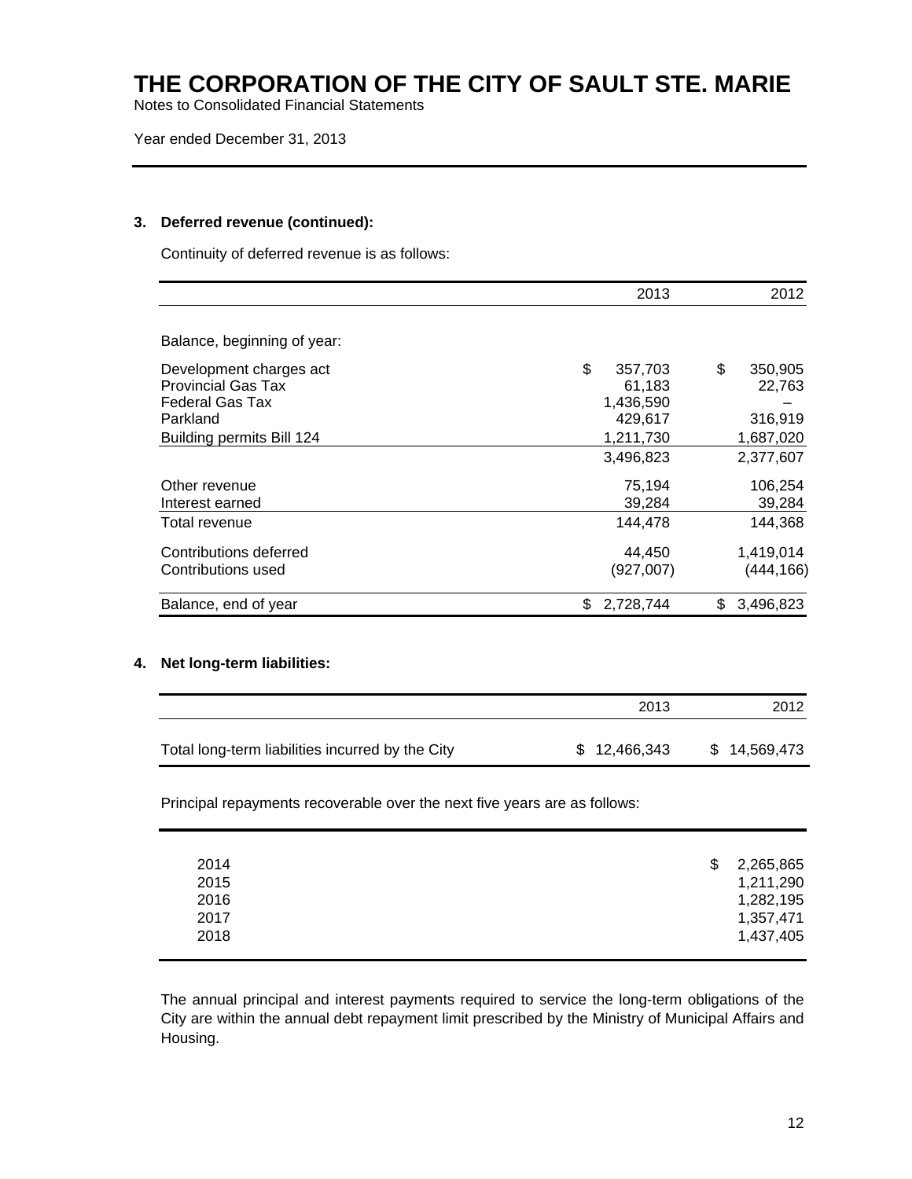# THE CORPORATION OF THE CITY OF SAULT STE. MARIE

Notes to Consolidated Financial Statements

Year ended December 31, 2013

## 3. Deferred revenue (continued):

Continuity of deferred revenue is as follows:

| | 2013 | 2012 |
|---|---|---|
| Balance, beginning of year: | | |
| Development charges act | $ 357,703 | $ 350,905 |
| Provincial Gas Tax | 61,183 | 22,763 |
| Federal Gas Tax | 1,436,590 | – |
| Parkland | 429,617 | 316,919 |
| Building permits Bill 124 | 1,211,730 | 1,687,020 |
| | 3,496,823 | 2,377,607 |
| Other revenue | 75,194 | 106,254 |
| Interest earned | 39,284 | 39,284 |
| Total revenue | 144,478 | 144,368 |
| Contributions deferred | 44,450 | 1,419,014 |
| Contributions used | (927,007) | (444,166) |
| Balance, end of year | $ 2,728,744 | $ 3,496,823 |

## 4. Net long-term liabilities:

| | 2013 | 2012 |
|---|---|---|
| Total long-term liabilities incurred by the City | $ 12,466,343 | $ 14,569,473 |

Principal repayments recoverable over the next five years are as follows:

| | |
|---|---|
| 2014 | $ 2,265,865 |
| 2015 | 1,211,290 |
| 2016 | 1,282,195 |
| 2017 | 1,357,471 |
| 2018 | 1,437,405 |

The annual principal and interest payments required to service the long-term obligations of the City are within the annual debt repayment limit prescribed by the Ministry of Municipal Affairs and Housing.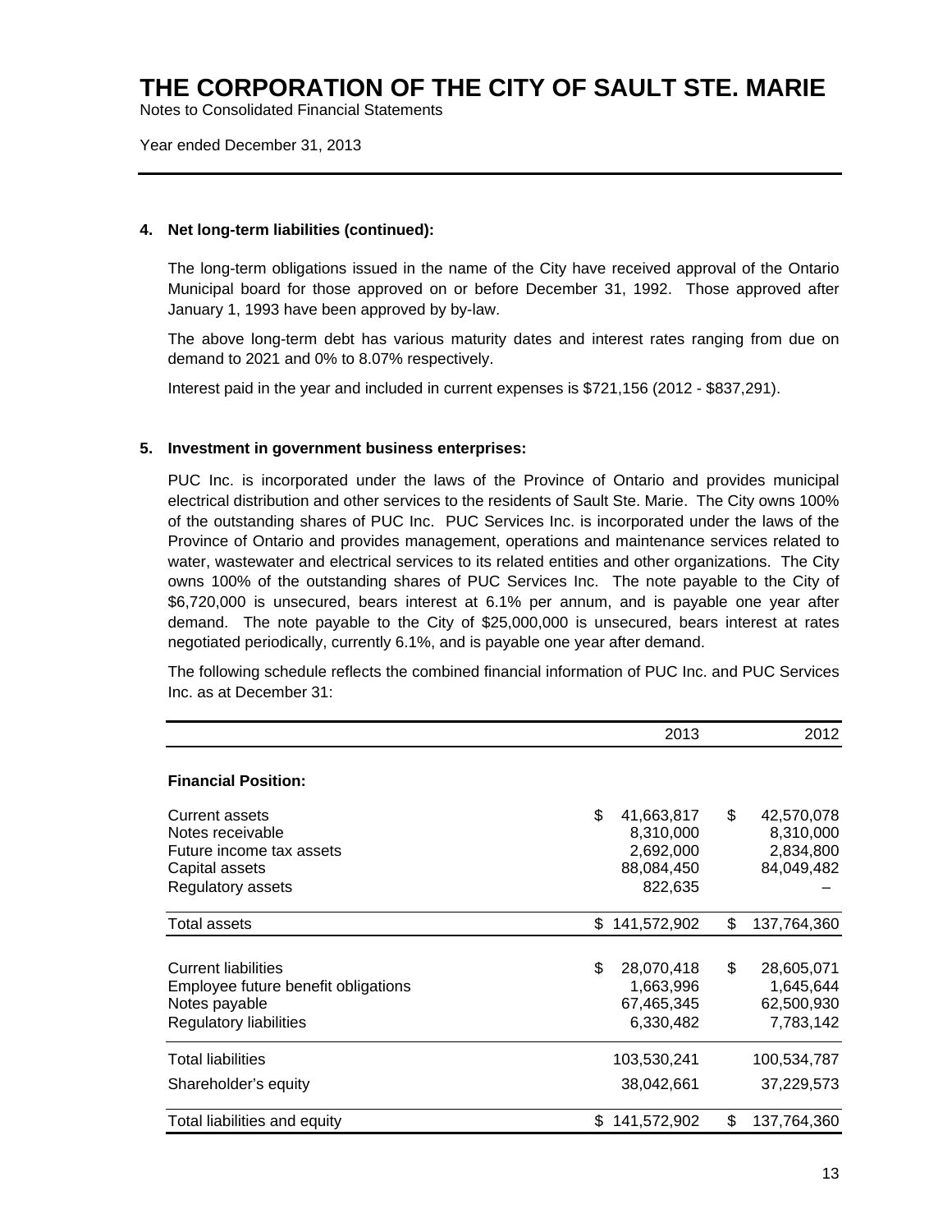# THE CORPORATION OF THE CITY OF SAULT STE. MARIE

Notes to Consolidated Financial Statements

Year ended December 31, 2013

**4. Net long-term liabilities (continued):**

The long-term obligations issued in the name of the City have received approval of the Ontario Municipal board for those approved on or before December 31, 1992. Those approved after January 1, 1993 have been approved by by-law.

The above long-term debt has various maturity dates and interest rates ranging from due on demand to 2021 and 0% to 8.07% respectively.

Interest paid in the year and included in current expenses is $721,156 (2012 - $837,291).

**5. Investment in government business enterprises:**

PUC Inc. is incorporated under the laws of the Province of Ontario and provides municipal electrical distribution and other services to the residents of Sault Ste. Marie. The City owns 100% of the outstanding shares of PUC Inc. PUC Services Inc. is incorporated under the laws of the Province of Ontario and provides management, operations and maintenance services related to water, wastewater and electrical services to its related entities and other organizations. The City owns 100% of the outstanding shares of PUC Services Inc. The note payable to the City of $6,720,000 is unsecured, bears interest at 6.1% per annum, and is payable one year after demand. The note payable to the City of $25,000,000 is unsecured, bears interest at rates negotiated periodically, currently 6.1%, and is payable one year after demand.

The following schedule reflects the combined financial information of PUC Inc. and PUC Services Inc. as at December 31:

| | 2013 | 2012 |
|---|---|---|
| **Financial Position:** | | |
| Current assets | $ 41,663,817 | $ 42,570,078 |
| Notes receivable | 8,310,000 | 8,310,000 |
| Future income tax assets | 2,692,000 | 2,834,800 |
| Capital assets | 88,084,450 | 84,049,482 |
| Regulatory assets | 822,635 | – |
| Total assets | $ 141,572,902 | $ 137,764,360 |
| Current liabilities | $ 28,070,418 | $ 28,605,071 |
| Employee future benefit obligations | 1,663,996 | 1,645,644 |
| Notes payable | 67,465,345 | 62,500,930 |
| Regulatory liabilities | 6,330,482 | 7,783,142 |
| Total liabilities | 103,530,241 | 100,534,787 |
| Shareholder's equity | 38,042,661 | 37,229,573 |
| Total liabilities and equity | $ 141,572,902 | $ 137,764,360 |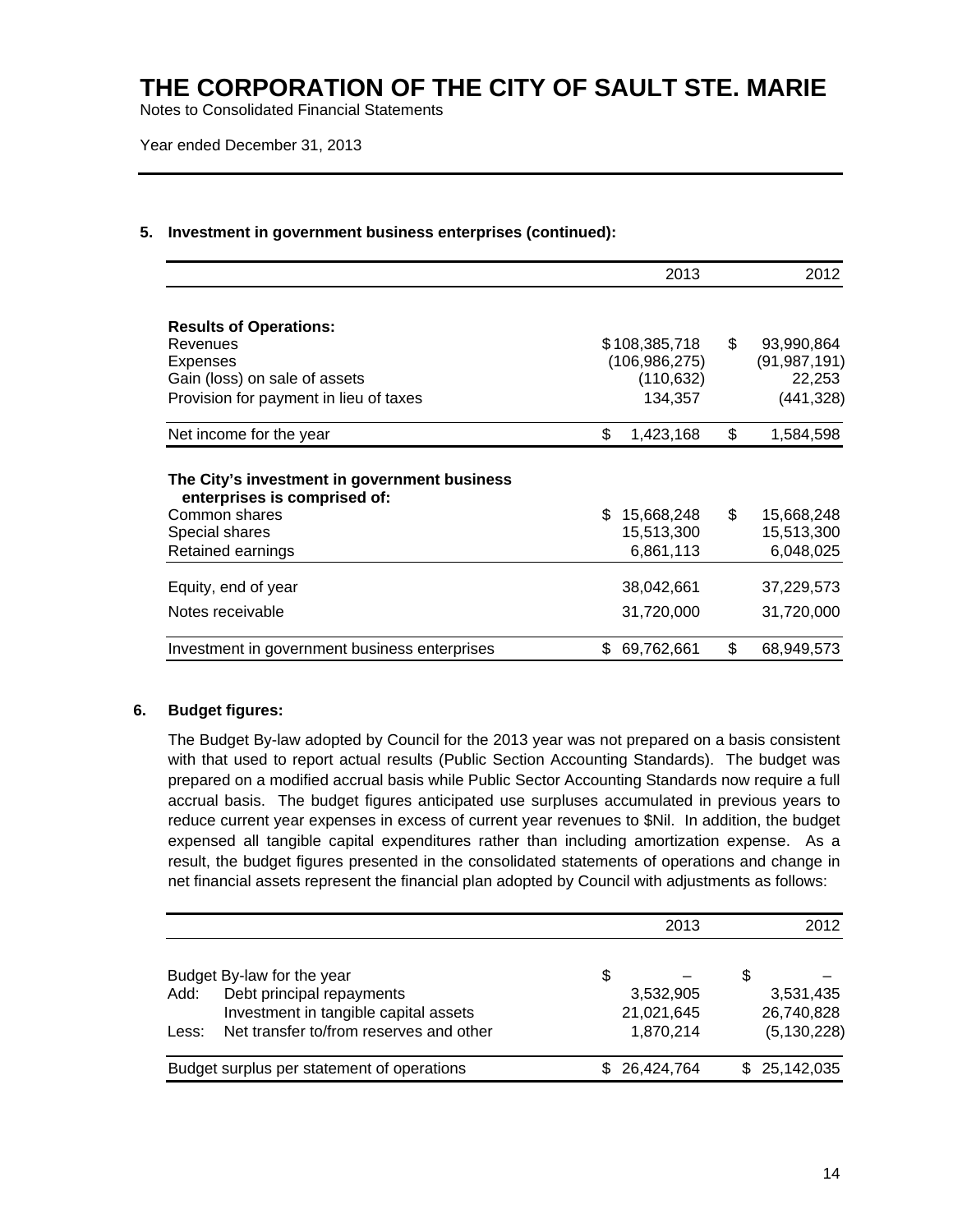# THE CORPORATION OF THE CITY OF SAULT STE. MARIE

Notes to Consolidated Financial Statements

Year ended December 31, 2013

## 5. Investment in government business enterprises (continued):

| | 2013 | 2012 |
|---|---|---|
| **Results of Operations:** | | |
| Revenues | $108,385,718 | $ 93,990,864 |
| Expenses | (106,986,275) | (91,987,191) |
| Gain (loss) on sale of assets | (110,632) | 22,253 |
| Provision for payment in lieu of taxes | 134,357 | (441,328) |
| Net income for the year | $ 1,423,168 | $ 1,584,598 |
| **The City's investment in government business enterprises is comprised of:** | | |
| Common shares | $ 15,668,248 | $ 15,668,248 |
| Special shares | 15,513,300 | 15,513,300 |
| Retained earnings | 6,861,113 | 6,048,025 |
| Equity, end of year | 38,042,661 | 37,229,573 |
| Notes receivable | 31,720,000 | 31,720,000 |
| Investment in government business enterprises | $ 69,762,661 | $ 68,949,573 |

## 6. Budget figures:

The Budget By-law adopted by Council for the 2013 year was not prepared on a basis consistent with that used to report actual results (Public Section Accounting Standards). The budget was prepared on a modified accrual basis while Public Sector Accounting Standards now require a full accrual basis. The budget figures anticipated use surpluses accumulated in previous years to reduce current year expenses in excess of current year revenues to $Nil. In addition, the budget expensed all tangible capital expenditures rather than including amortization expense. As a result, the budget figures presented in the consolidated statements of operations and change in net financial assets represent the financial plan adopted by Council with adjustments as follows:

| | | 2013 | 2012 |
|---|---|---|---|
| Budget By-law for the year | | $ – | $ – |
| Add: | Debt principal repayments | 3,532,905 | 3,531,435 |
| | Investment in tangible capital assets | 21,021,645 | 26,740,828 |
| Less: | Net transfer to/from reserves and other | 1,870,214 | (5,130,228) |
| Budget surplus per statement of operations | | $ 26,424,764 | $ 25,142,035 |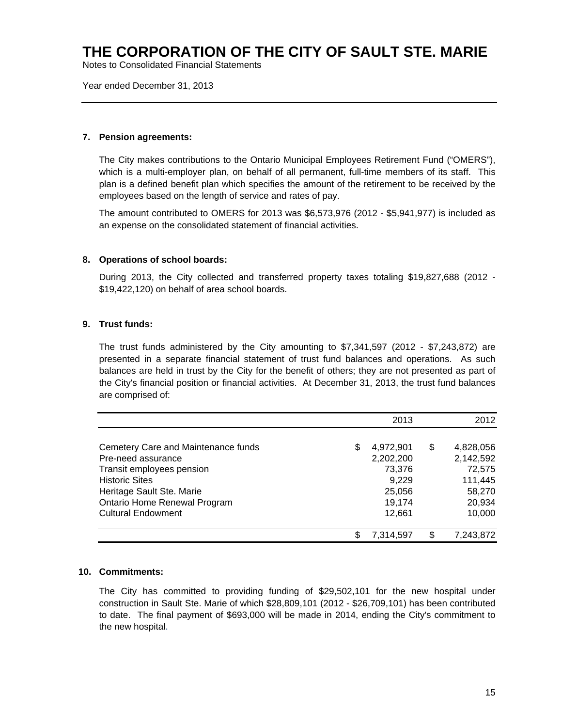# THE CORPORATION OF THE CITY OF SAULT STE. MARIE

Notes to Consolidated Financial Statements

Year ended December 31, 2013

## 7. Pension agreements:

The City makes contributions to the Ontario Municipal Employees Retirement Fund ("OMERS"), which is a multi-employer plan, on behalf of all permanent, full-time members of its staff. This plan is a defined benefit plan which specifies the amount of the retirement to be received by the employees based on the length of service and rates of pay.

The amount contributed to OMERS for 2013 was $6,573,976 (2012 - $5,941,977) is included as an expense on the consolidated statement of financial activities.

## 8. Operations of school boards:

During 2013, the City collected and transferred property taxes totaling $19,827,688 (2012 - $19,422,120) on behalf of area school boards.

## 9. Trust funds:

The trust funds administered by the City amounting to $7,341,597 (2012 - $7,243,872) are presented in a separate financial statement of trust fund balances and operations. As such balances are held in trust by the City for the benefit of others; they are not presented as part of the City's financial position or financial activities. At December 31, 2013, the trust fund balances are comprised of:

| | 2013 | 2012 |
|---|---|---|
| Cemetery Care and Maintenance funds | $ 4,972,901 | $ 4,828,056 |
| Pre-need assurance | 2,202,200 | 2,142,592 |
| Transit employees pension | 73,376 | 72,575 |
| Historic Sites | 9,229 | 111,445 |
| Heritage Sault Ste. Marie | 25,056 | 58,270 |
| Ontario Home Renewal Program | 19,174 | 20,934 |
| Cultural Endowment | 12,661 | 10,000 |
| | $ 7,314,597 | $ 7,243,872 |

## 10. Commitments:

The City has committed to providing funding of $29,502,101 for the new hospital under construction in Sault Ste. Marie of which $28,809,101 (2012 - $26,709,101) has been contributed to date. The final payment of $693,000 will be made in 2014, ending the City's commitment to the new hospital.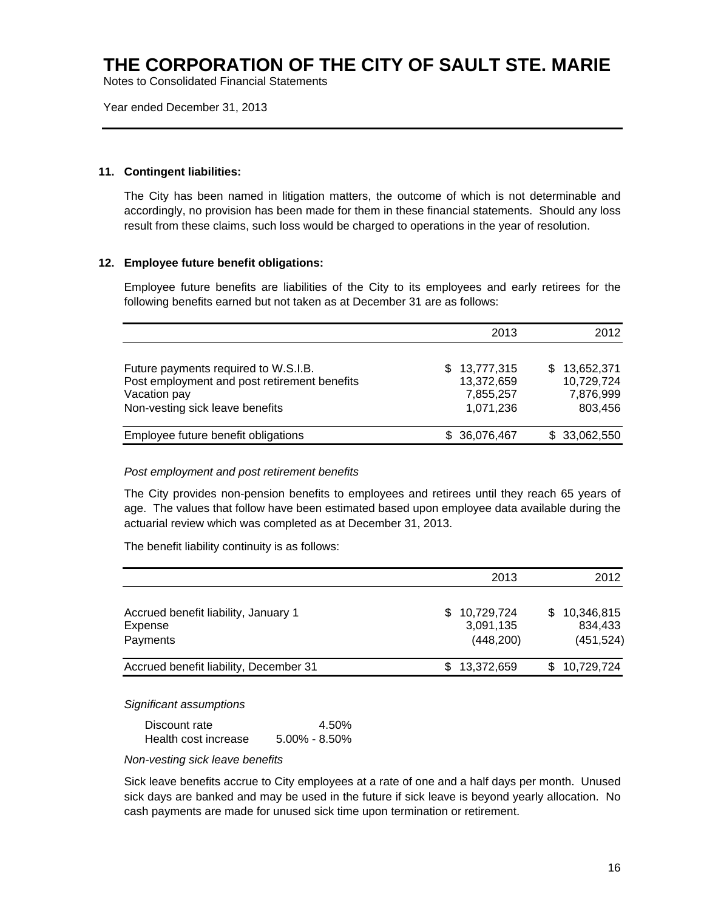# THE CORPORATION OF THE CITY OF SAULT STE. MARIE

Notes to Consolidated Financial Statements

Year ended December 31, 2013

## 11. Contingent liabilities:

The City has been named in litigation matters, the outcome of which is not determinable and accordingly, no provision has been made for them in these financial statements. Should any loss result from these claims, such loss would be charged to operations in the year of resolution.

## 12. Employee future benefit obligations:

Employee future benefits are liabilities of the City to its employees and early retirees for the following benefits earned but not taken as at December 31 are as follows:

| | 2013 | 2012 |
|---|---|---|
| Future payments required to W.S.I.B. | $ 13,777,315 | $ 13,652,371 |
| Post employment and post retirement benefits | 13,372,659 | 10,729,724 |
| Vacation pay | 7,855,257 | 7,876,999 |
| Non-vesting sick leave benefits | 1,071,236 | 803,456 |
| Employee future benefit obligations | $ 36,076,467 | $ 33,062,550 |

*Post employment and post retirement benefits*

The City provides non-pension benefits to employees and retirees until they reach 65 years of age. The values that follow have been estimated based upon employee data available during the actuarial review which was completed as at December 31, 2013.

The benefit liability continuity is as follows:

| | 2013 | 2012 |
|---|---|---|
| Accrued benefit liability, January 1 | $ 10,729,724 | $ 10,346,815 |
| Expense | 3,091,135 | 834,433 |
| Payments | (448,200) | (451,524) |
| Accrued benefit liability, December 31 | $ 13,372,659 | $ 10,729,724 |

*Significant assumptions*

| | |
|---|---|
| Discount rate | 4.50% |
| Health cost increase | 5.00% - 8.50% |

*Non-vesting sick leave benefits*

Sick leave benefits accrue to City employees at a rate of one and a half days per month. Unused sick days are banked and may be used in the future if sick leave is beyond yearly allocation. No cash payments are made for unused sick time upon termination or retirement.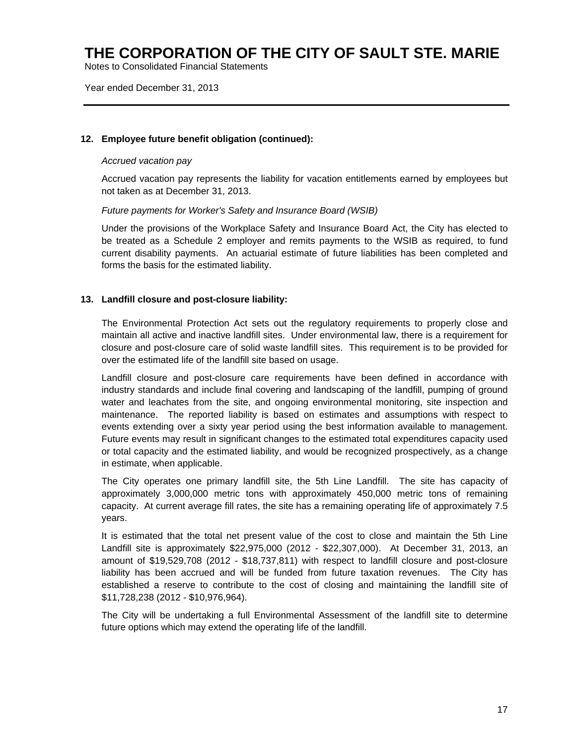## 12. Employee future benefit obligation (continued):

*Accrued vacation pay*

Accrued vacation pay represents the liability for vacation entitlements earned by employees but not taken as at December 31, 2013.

*Future payments for Worker's Safety and Insurance Board (WSIB)*

Under the provisions of the Workplace Safety and Insurance Board Act, the City has elected to be treated as a Schedule 2 employer and remits payments to the WSIB as required, to fund current disability payments. An actuarial estimate of future liabilities has been completed and forms the basis for the estimated liability.

## 13. Landfill closure and post-closure liability:

The Environmental Protection Act sets out the regulatory requirements to properly close and maintain all active and inactive landfill sites. Under environmental law, there is a requirement for closure and post-closure care of solid waste landfill sites. This requirement is to be provided for over the estimated life of the landfill site based on usage.

Landfill closure and post-closure care requirements have been defined in accordance with industry standards and include final covering and landscaping of the landfill, pumping of ground water and leachates from the site, and ongoing environmental monitoring, site inspection and maintenance. The reported liability is based on estimates and assumptions with respect to events extending over a sixty year period using the best information available to management. Future events may result in significant changes to the estimated total expenditures capacity used or total capacity and the estimated liability, and would be recognized prospectively, as a change in estimate, when applicable.

The City operates one primary landfill site, the 5th Line Landfill. The site has capacity of approximately 3,000,000 metric tons with approximately 450,000 metric tons of remaining capacity. At current average fill rates, the site has a remaining operating life of approximately 7.5 years.

It is estimated that the total net present value of the cost to close and maintain the 5th Line Landfill site is approximately $22,975,000 (2012 - $22,307,000). At December 31, 2013, an amount of $19,529,708 (2012 - $18,737,811) with respect to landfill closure and post-closure liability has been accrued and will be funded from future taxation revenues. The City has established a reserve to contribute to the cost of closing and maintaining the landfill site of $11,728,238 (2012 - $10,976,964).

The City will be undertaking a full Environmental Assessment of the landfill site to determine future options which may extend the operating life of the landfill.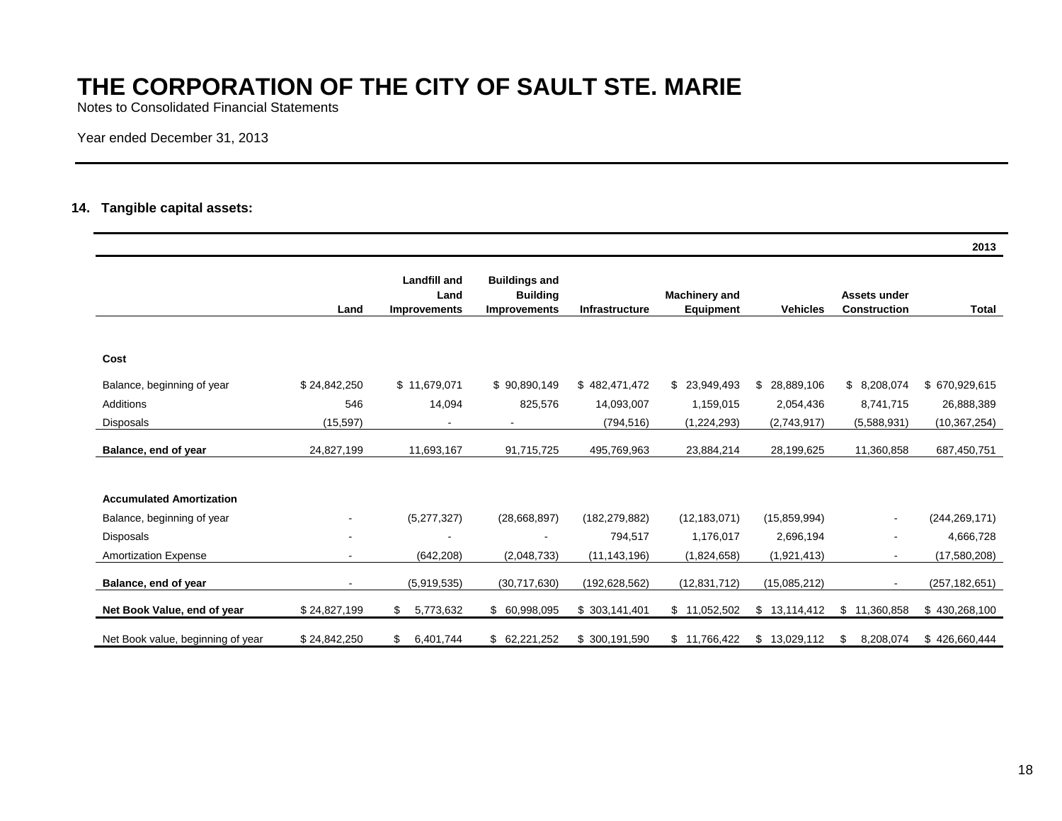# THE CORPORATION OF THE CITY OF SAULT STE. MARIE

Notes to Consolidated Financial Statements

Year ended December 31, 2013

## 14. Tangible capital assets:

| | | | | | | | | 2013 |
|---|---|---|---|---|---|---|---|---|
| | Land | Landfill and Land Improvements | Buildings and Building Improvements | Infrastructure | Machinery and Equipment | Vehicles | Assets under Construction | Total |
| **Cost** | | | | | | | | |
| Balance, beginning of year | $ 24,842,250 | $ 11,679,071 | $ 90,890,149 | $ 482,471,472 | $ 23,949,493 | $ 28,889,106 | $ 8,208,074 | $ 670,929,615 |
| Additions | 546 | 14,094 | 825,576 | 14,093,007 | 1,159,015 | 2,054,436 | 8,741,715 | 26,888,389 |
| Disposals | (15,597) | - | - | (794,516) | (1,224,293) | (2,743,917) | (5,588,931) | (10,367,254) |
| **Balance, end of year** | 24,827,199 | 11,693,167 | 91,715,725 | 495,769,963 | 23,884,214 | 28,199,625 | 11,360,858 | 687,450,751 |
| **Accumulated Amortization** | | | | | | | | |
| Balance, beginning of year | - | (5,277,327) | (28,668,897) | (182,279,882) | (12,183,071) | (15,859,994) | - | (244,269,171) |
| Disposals | - | - | - | 794,517 | 1,176,017 | 2,696,194 | - | 4,666,728 |
| Amortization Expense | - | (642,208) | (2,048,733) | (11,143,196) | (1,824,658) | (1,921,413) | - | (17,580,208) |
| **Balance, end of year** | - | (5,919,535) | (30,717,630) | (192,628,562) | (12,831,712) | (15,085,212) | - | (257,182,651) |
| **Net Book Value, end of year** | $ 24,827,199 | $ 5,773,632 | $ 60,998,095 | $ 303,141,401 | $ 11,052,502 | $ 13,114,412 | $ 11,360,858 | $ 430,268,100 |
| Net Book value, beginning of year | $ 24,842,250 | $ 6,401,744 | $ 62,221,252 | $ 300,191,590 | $ 11,766,422 | $ 13,029,112 | $ 8,208,074 | $ 426,660,444 |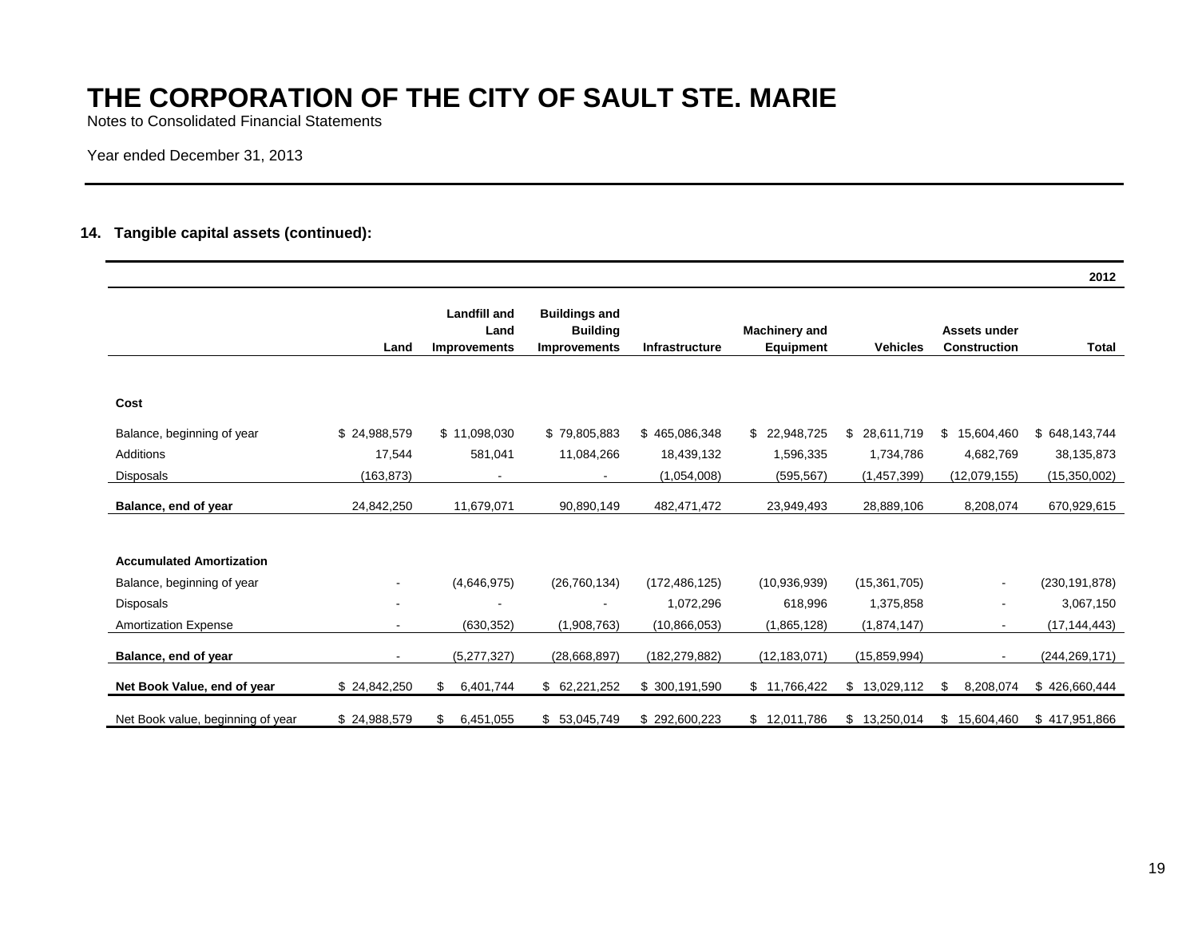# THE CORPORATION OF THE CITY OF SAULT STE. MARIE

Notes to Consolidated Financial Statements

Year ended December 31, 2013

## 14. Tangible capital assets (continued):

| | | | | | | | | 2012 |
|---|---|---|---|---|---|---|---|---|
| | Land | Landfill and Land Improvements | Buildings and Building Improvements | Infrastructure | Machinery and Equipment | Vehicles | Assets under Construction | Total |
| **Cost** | | | | | | | | |
| Balance, beginning of year | $ 24,988,579 | $ 11,098,030 | $ 79,805,883 | $ 465,086,348 | $ 22,948,725 | $ 28,611,719 | $ 15,604,460 | $ 648,143,744 |
| Additions | 17,544 | 581,041 | 11,084,266 | 18,439,132 | 1,596,335 | 1,734,786 | 4,682,769 | 38,135,873 |
| Disposals | (163,873) | - | - | (1,054,008) | (595,567) | (1,457,399) | (12,079,155) | (15,350,002) |
| **Balance, end of year** | 24,842,250 | 11,679,071 | 90,890,149 | 482,471,472 | 23,949,493 | 28,889,106 | 8,208,074 | 670,929,615 |
| **Accumulated Amortization** | | | | | | | | |
| Balance, beginning of year | - | (4,646,975) | (26,760,134) | (172,486,125) | (10,936,939) | (15,361,705) | - | (230,191,878) |
| Disposals | - | - | - | 1,072,296 | 618,996 | 1,375,858 | - | 3,067,150 |
| Amortization Expense | - | (630,352) | (1,908,763) | (10,866,053) | (1,865,128) | (1,874,147) | - | (17,144,443) |
| **Balance, end of year** | - | (5,277,327) | (28,668,897) | (182,279,882) | (12,183,071) | (15,859,994) | - | (244,269,171) |
| **Net Book Value, end of year** | $ 24,842,250 | $ 6,401,744 | $ 62,221,252 | $ 300,191,590 | $ 11,766,422 | $ 13,029,112 | $ 8,208,074 | $ 426,660,444 |
| Net Book value, beginning of year | $ 24,988,579 | $ 6,451,055 | $ 53,045,749 | $ 292,600,223 | $ 12,011,786 | $ 13,250,014 | $ 15,604,460 | $ 417,951,866 |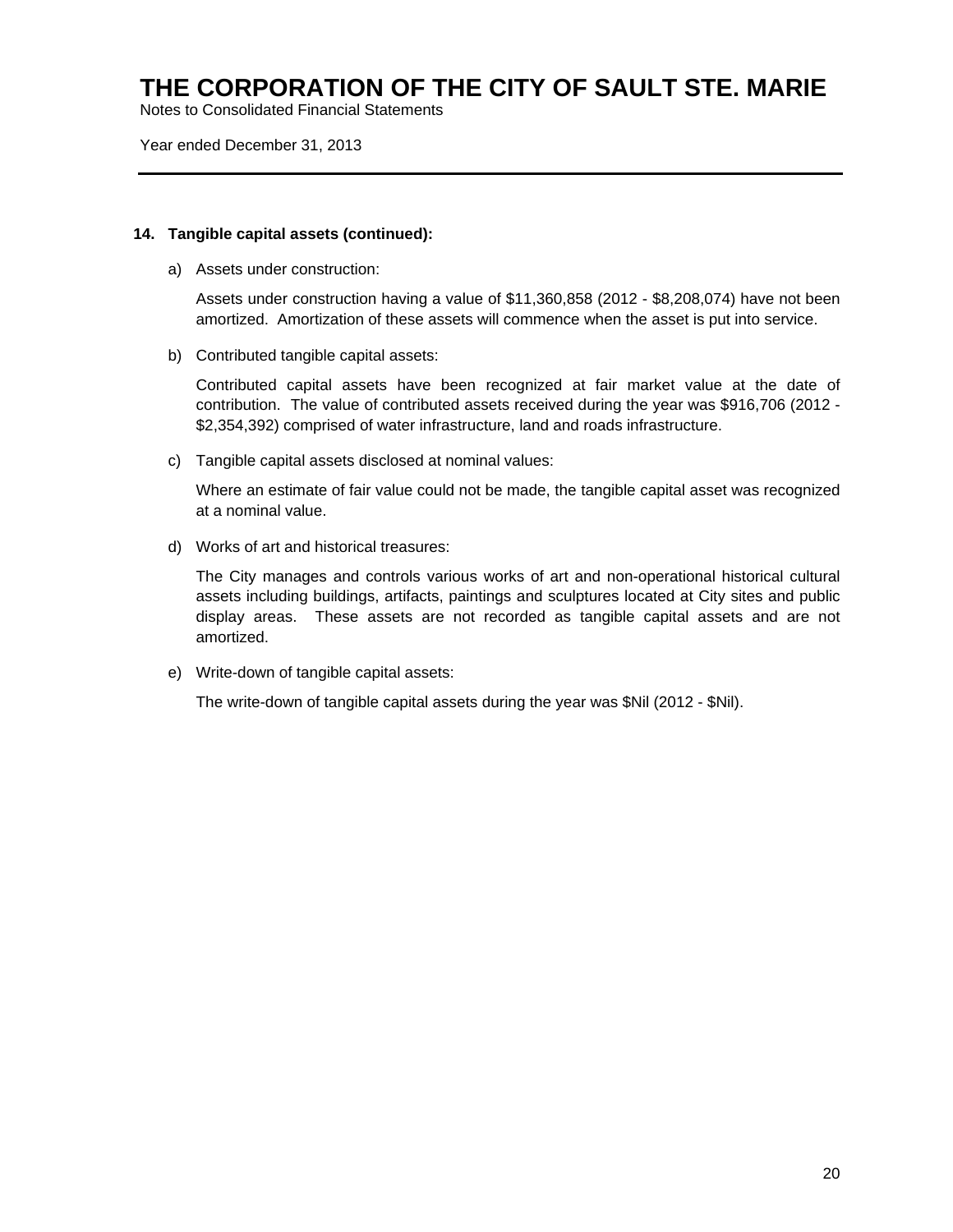### 14. Tangible capital assets (continued):

a) Assets under construction:

Assets under construction having a value of $11,360,858 (2012 - $8,208,074) have not been amortized. Amortization of these assets will commence when the asset is put into service.

b) Contributed tangible capital assets:

Contributed capital assets have been recognized at fair market value at the date of contribution. The value of contributed assets received during the year was $916,706 (2012 - $2,354,392) comprised of water infrastructure, land and roads infrastructure.

c) Tangible capital assets disclosed at nominal values:

Where an estimate of fair value could not be made, the tangible capital asset was recognized at a nominal value.

d) Works of art and historical treasures:

The City manages and controls various works of art and non-operational historical cultural assets including buildings, artifacts, paintings and sculptures located at City sites and public display areas. These assets are not recorded as tangible capital assets and are not amortized.

e) Write-down of tangible capital assets:

The write-down of tangible capital assets during the year was $Nil (2012 - $Nil).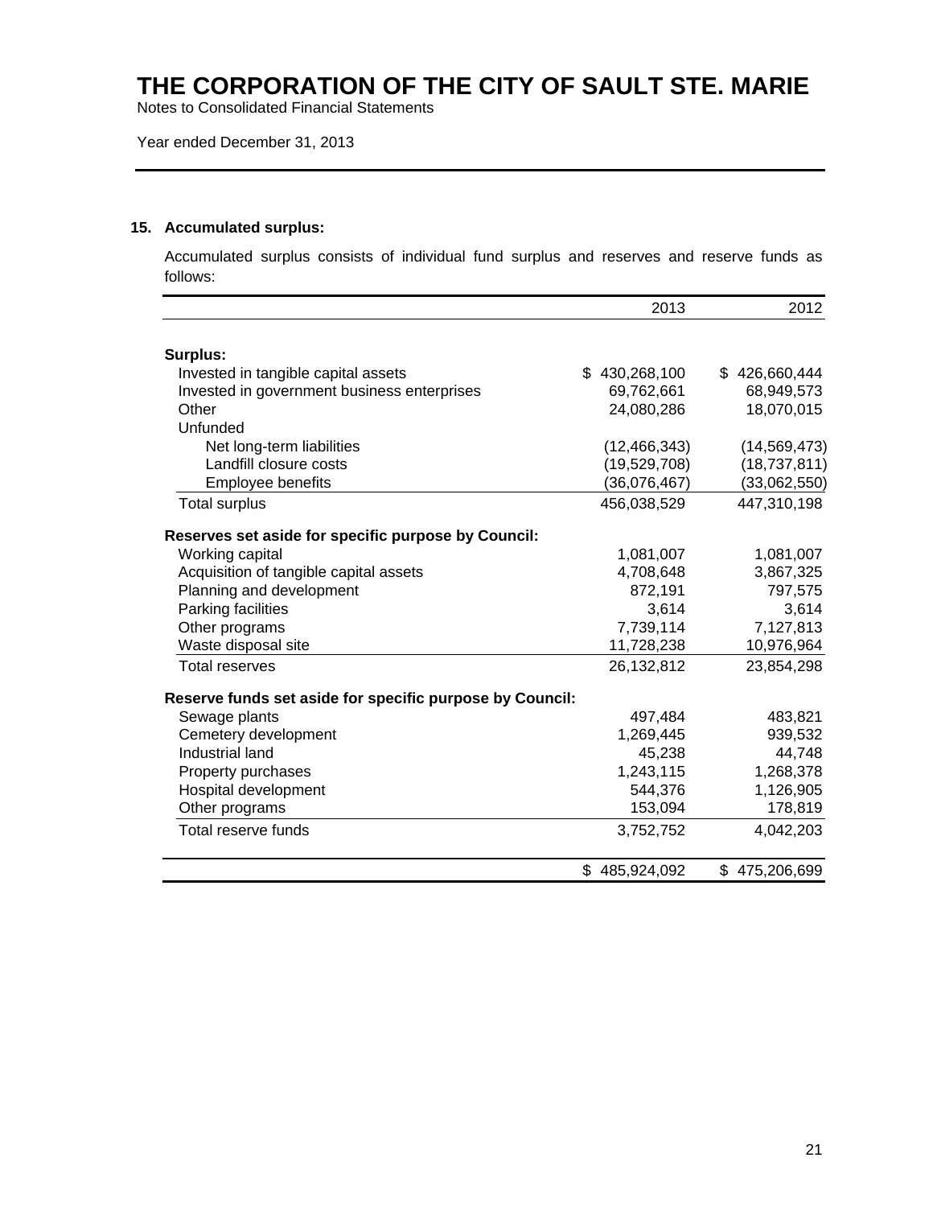# THE CORPORATION OF THE CITY OF SAULT STE. MARIE

Notes to Consolidated Financial Statements

Year ended December 31, 2013

## 15. Accumulated surplus:

Accumulated surplus consists of individual fund surplus and reserves and reserve funds as follows:

| | 2013 | 2012 |
|---|---|---|
| **Surplus:** | | |
| Invested in tangible capital assets | $ 430,268,100 | $ 426,660,444 |
| Invested in government business enterprises | 69,762,661 | 68,949,573 |
| Other | 24,080,286 | 18,070,015 |
| Unfunded | | |
| Net long-term liabilities | (12,466,343) | (14,569,473) |
| Landfill closure costs | (19,529,708) | (18,737,811) |
| Employee benefits | (36,076,467) | (33,062,550) |
| Total surplus | 456,038,529 | 447,310,198 |
| **Reserves set aside for specific purpose by Council:** | | |
| Working capital | 1,081,007 | 1,081,007 |
| Acquisition of tangible capital assets | 4,708,648 | 3,867,325 |
| Planning and development | 872,191 | 797,575 |
| Parking facilities | 3,614 | 3,614 |
| Other programs | 7,739,114 | 7,127,813 |
| Waste disposal site | 11,728,238 | 10,976,964 |
| Total reserves | 26,132,812 | 23,854,298 |
| **Reserve funds set aside for specific purpose by Council:** | | |
| Sewage plants | 497,484 | 483,821 |
| Cemetery development | 1,269,445 | 939,532 |
| Industrial land | 45,238 | 44,748 |
| Property purchases | 1,243,115 | 1,268,378 |
| Hospital development | 544,376 | 1,126,905 |
| Other programs | 153,094 | 178,819 |
| Total reserve funds | 3,752,752 | 4,042,203 |
| | $ 485,924,092 | $ 475,206,699 |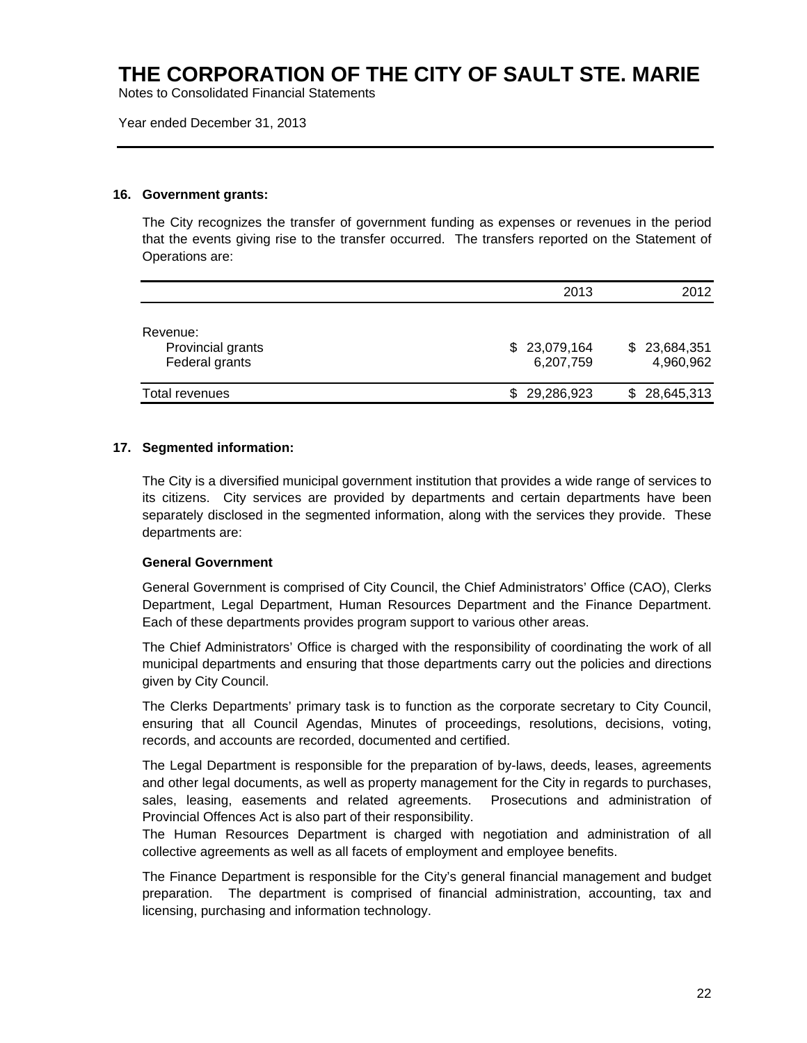# THE CORPORATION OF THE CITY OF SAULT STE. MARIE

Notes to Consolidated Financial Statements

Year ended December 31, 2013

## 16. Government grants:

The City recognizes the transfer of government funding as expenses or revenues in the period that the events giving rise to the transfer occurred. The transfers reported on the Statement of Operations are:

| | 2013 | 2012 |
|---|---|---|
| Revenue: | | |
| Provincial grants | $ 23,079,164 | $ 23,684,351 |
| Federal grants | 6,207,759 | 4,960,962 |
| Total revenues | $ 29,286,923 | $ 28,645,313 |

## 17. Segmented information:

The City is a diversified municipal government institution that provides a wide range of services to its citizens. City services are provided by departments and certain departments have been separately disclosed in the segmented information, along with the services they provide. These departments are:

**General Government**

General Government is comprised of City Council, the Chief Administrators' Office (CAO), Clerks Department, Legal Department, Human Resources Department and the Finance Department. Each of these departments provides program support to various other areas.

The Chief Administrators' Office is charged with the responsibility of coordinating the work of all municipal departments and ensuring that those departments carry out the policies and directions given by City Council.

The Clerks Departments' primary task is to function as the corporate secretary to City Council, ensuring that all Council Agendas, Minutes of proceedings, resolutions, decisions, voting, records, and accounts are recorded, documented and certified.

The Legal Department is responsible for the preparation of by-laws, deeds, leases, agreements and other legal documents, as well as property management for the City in regards to purchases, sales, leasing, easements and related agreements. Prosecutions and administration of Provincial Offences Act is also part of their responsibility.

The Human Resources Department is charged with negotiation and administration of all collective agreements as well as all facets of employment and employee benefits.

The Finance Department is responsible for the City's general financial management and budget preparation. The department is comprised of financial administration, accounting, tax and licensing, purchasing and information technology.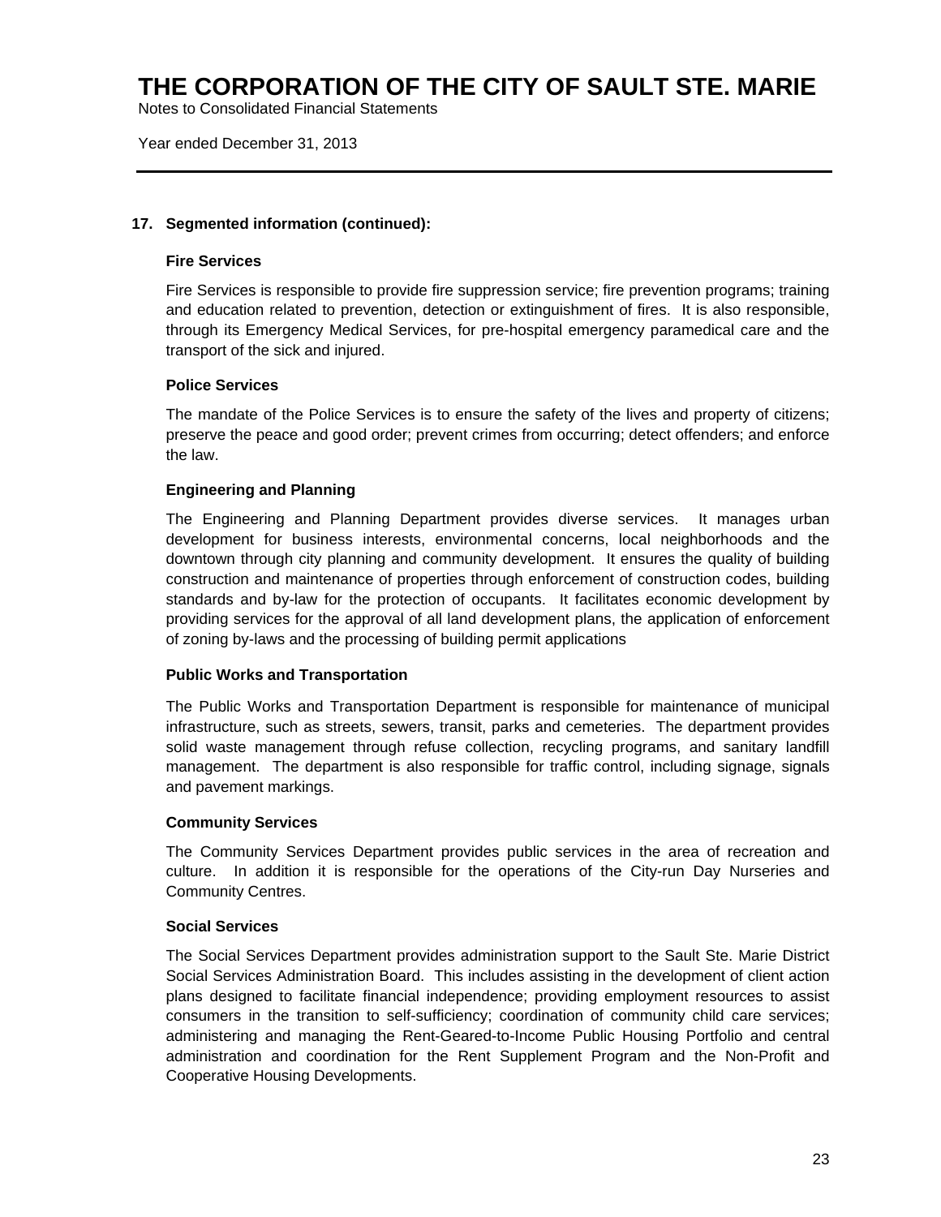# THE CORPORATION OF THE CITY OF SAULT STE. MARIE

Notes to Consolidated Financial Statements

Year ended December 31, 2013

## 17. Segmented information (continued):

### Fire Services

Fire Services is responsible to provide fire suppression service; fire prevention programs; training and education related to prevention, detection or extinguishment of fires. It is also responsible, through its Emergency Medical Services, for pre-hospital emergency paramedical care and the transport of the sick and injured.

### Police Services

The mandate of the Police Services is to ensure the safety of the lives and property of citizens; preserve the peace and good order; prevent crimes from occurring; detect offenders; and enforce the law.

### Engineering and Planning

The Engineering and Planning Department provides diverse services. It manages urban development for business interests, environmental concerns, local neighborhoods and the downtown through city planning and community development. It ensures the quality of building construction and maintenance of properties through enforcement of construction codes, building standards and by-law for the protection of occupants. It facilitates economic development by providing services for the approval of all land development plans, the application of enforcement of zoning by-laws and the processing of building permit applications

### Public Works and Transportation

The Public Works and Transportation Department is responsible for maintenance of municipal infrastructure, such as streets, sewers, transit, parks and cemeteries. The department provides solid waste management through refuse collection, recycling programs, and sanitary landfill management. The department is also responsible for traffic control, including signage, signals and pavement markings.

### Community Services

The Community Services Department provides public services in the area of recreation and culture. In addition it is responsible for the operations of the City-run Day Nurseries and Community Centres.

### Social Services

The Social Services Department provides administration support to the Sault Ste. Marie District Social Services Administration Board. This includes assisting in the development of client action plans designed to facilitate financial independence; providing employment resources to assist consumers in the transition to self-sufficiency; coordination of community child care services; administering and managing the Rent-Geared-to-Income Public Housing Portfolio and central administration and coordination for the Rent Supplement Program and the Non-Profit and Cooperative Housing Developments.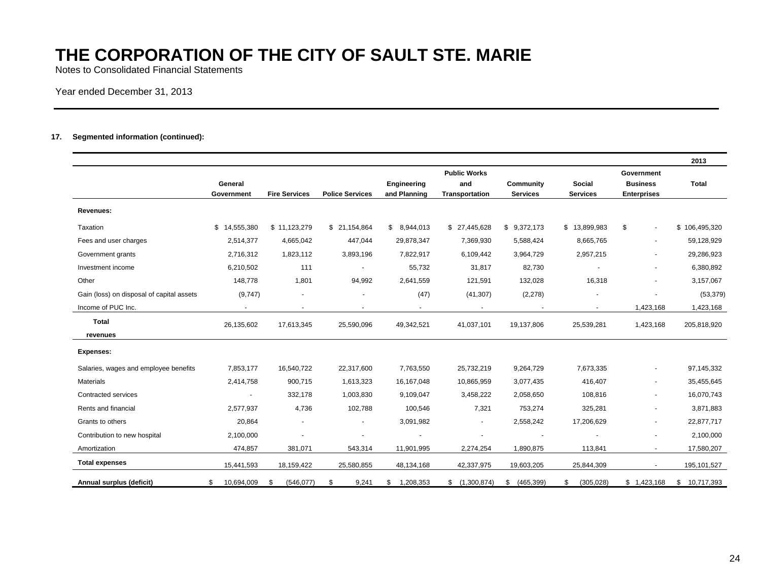# THE CORPORATION OF THE CITY OF SAULT STE. MARIE

Notes to Consolidated Financial Statements

Year ended December 31, 2013

**17. Segmented information (continued):**

| | General Government | Fire Services | Police Services | Engineering and Planning | Public Works and Transportation | Community Services | Social Services | Government Business Enterprises | 2013 Total |
|---|---|---|---|---|---|---|---|---|---|
| **Revenues:** | | | | | | | | | |
| Taxation | $ 14,555,380 | $ 11,123,279 | $ 21,154,864 | $ 8,944,013 | $ 27,445,628 | $ 9,372,173 | $ 13,899,983 | $ - | $ 106,495,320 |
| Fees and user charges | 2,514,377 | 4,665,042 | 447,044 | 29,878,347 | 7,369,930 | 5,588,424 | 8,665,765 | - | 59,128,929 |
| Government grants | 2,716,312 | 1,823,112 | 3,893,196 | 7,822,917 | 6,109,442 | 3,964,729 | 2,957,215 | - | 29,286,923 |
| Investment income | 6,210,502 | 111 | - | 55,732 | 31,817 | 82,730 | - | - | 6,380,892 |
| Other | 148,778 | 1,801 | 94,992 | 2,641,559 | 121,591 | 132,028 | 16,318 | - | 3,157,067 |
| Gain (loss) on disposal of capital assets | (9,747) | - | - | (47) | (41,307) | (2,278) | - | - | (53,379) |
| Income of PUC Inc. | - | - | - | - | - | - | - | 1,423,168 | 1,423,168 |
| **Total revenues** | 26,135,602 | 17,613,345 | 25,590,096 | 49,342,521 | 41,037,101 | 19,137,806 | 25,539,281 | 1,423,168 | 205,818,920 |
| **Expenses:** | | | | | | | | | |
| Salaries, wages and employee benefits | 7,853,177 | 16,540,722 | 22,317,600 | 7,763,550 | 25,732,219 | 9,264,729 | 7,673,335 | - | 97,145,332 |
| Materials | 2,414,758 | 900,715 | 1,613,323 | 16,167,048 | 10,865,959 | 3,077,435 | 416,407 | - | 35,455,645 |
| Contracted services | - | 332,178 | 1,003,830 | 9,109,047 | 3,458,222 | 2,058,650 | 108,816 | - | 16,070,743 |
| Rents and financial | 2,577,937 | 4,736 | 102,788 | 100,546 | 7,321 | 753,274 | 325,281 | - | 3,871,883 |
| Grants to others | 20,864 | - | - | 3,091,982 | - | 2,558,242 | 17,206,629 | - | 22,877,717 |
| Contribution to new hospital | 2,100,000 | - | - | - | - | - | - | - | 2,100,000 |
| Amortization | 474,857 | 381,071 | 543,314 | 11,901,995 | 2,274,254 | 1,890,875 | 113,841 | - | 17,580,207 |
| **Total expenses** | 15,441,593 | 18,159,422 | 25,580,855 | 48,134,168 | 42,337,975 | 19,603,205 | 25,844,309 | - | 195,101,527 |
| **Annual surplus (deficit)** | $ 10,694,009 | $ (546,077) | $ 9,241 | $ 1,208,353 | $ (1,300,874) | $ (465,399) | $ (305,028) | $ 1,423,168 | $ 10,717,393 |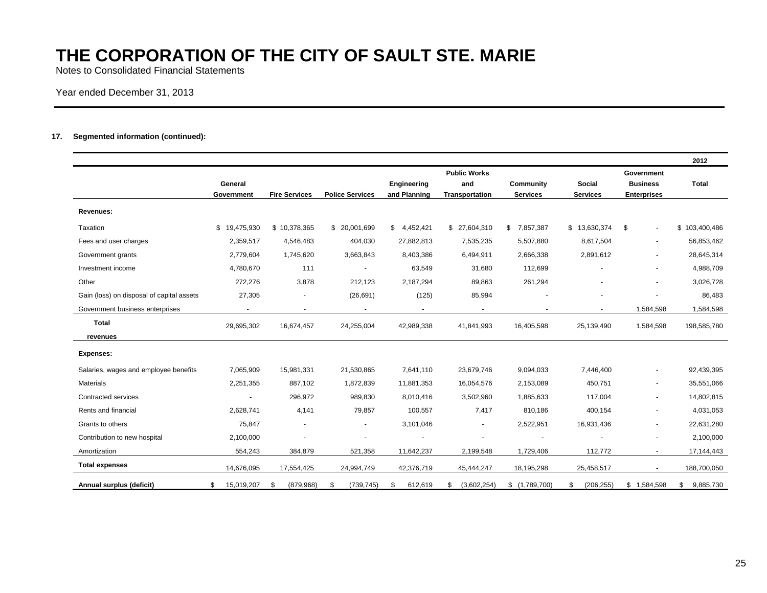# THE CORPORATION OF THE CITY OF SAULT STE. MARIE

Notes to Consolidated Financial Statements

Year ended December 31, 2013

**17. Segmented information (continued):**

| 2012 | General Government | Fire Services | Police Services | Engineering and Planning | Public Works and Transportation | Community Services | Social Services | Government Business Enterprises | Total |
|---|---|---|---|---|---|---|---|---|---|
| **Revenues:** | | | | | | | | | |
| Taxation | $ 19,475,930 | $ 10,378,365 | $ 20,001,699 | $ 4,452,421 | $ 27,604,310 | $ 7,857,387 | $ 13,630,374 | $ - | $ 103,400,486 |
| Fees and user charges | 2,359,517 | 4,546,483 | 404,030 | 27,882,813 | 7,535,235 | 5,507,880 | 8,617,504 | - | 56,853,462 |
| Government grants | 2,779,604 | 1,745,620 | 3,663,843 | 8,403,386 | 6,494,911 | 2,666,338 | 2,891,612 | - | 28,645,314 |
| Investment income | 4,780,670 | 111 | - | 63,549 | 31,680 | 112,699 | - | - | 4,988,709 |
| Other | 272,276 | 3,878 | 212,123 | 2,187,294 | 89,863 | 261,294 | - | - | 3,026,728 |
| Gain (loss) on disposal of capital assets | 27,305 | - | (26,691) | (125) | 85,994 | - | - | - | 86,483 |
| Government business enterprises | - | - | - | - | - | - | - | 1,584,598 | 1,584,598 |
| **Total revenues** | 29,695,302 | 16,674,457 | 24,255,004 | 42,989,338 | 41,841,993 | 16,405,598 | 25,139,490 | 1,584,598 | 198,585,780 |
| **Expenses:** | | | | | | | | | |
| Salaries, wages and employee benefits | 7,065,909 | 15,981,331 | 21,530,865 | 7,641,110 | 23,679,746 | 9,094,033 | 7,446,400 | - | 92,439,395 |
| Materials | 2,251,355 | 887,102 | 1,872,839 | 11,881,353 | 16,054,576 | 2,153,089 | 450,751 | - | 35,551,066 |
| Contracted services | - | 296,972 | 989,830 | 8,010,416 | 3,502,960 | 1,885,633 | 117,004 | - | 14,802,815 |
| Rents and financial | 2,628,741 | 4,141 | 79,857 | 100,557 | 7,417 | 810,186 | 400,154 | - | 4,031,053 |
| Grants to others | 75,847 | - | - | 3,101,046 | - | 2,522,951 | 16,931,436 | - | 22,631,280 |
| Contribution to new hospital | 2,100,000 | - | - | - | - | - | - | - | 2,100,000 |
| Amortization | 554,243 | 384,879 | 521,358 | 11,642,237 | 2,199,548 | 1,729,406 | 112,772 | - | 17,144,443 |
| **Total expenses** | 14,676,095 | 17,554,425 | 24,994,749 | 42,376,719 | 45,444,247 | 18,195,298 | 25,458,517 | - | 188,700,050 |
| **Annual surplus (deficit)** | $ 15,019,207 | $ (879,968) | $ (739,745) | $ 612,619 | $ (3,602,254) | $ (1,789,700) | $ (206,255) | $ 1,584,598 | $ 9,885,730 |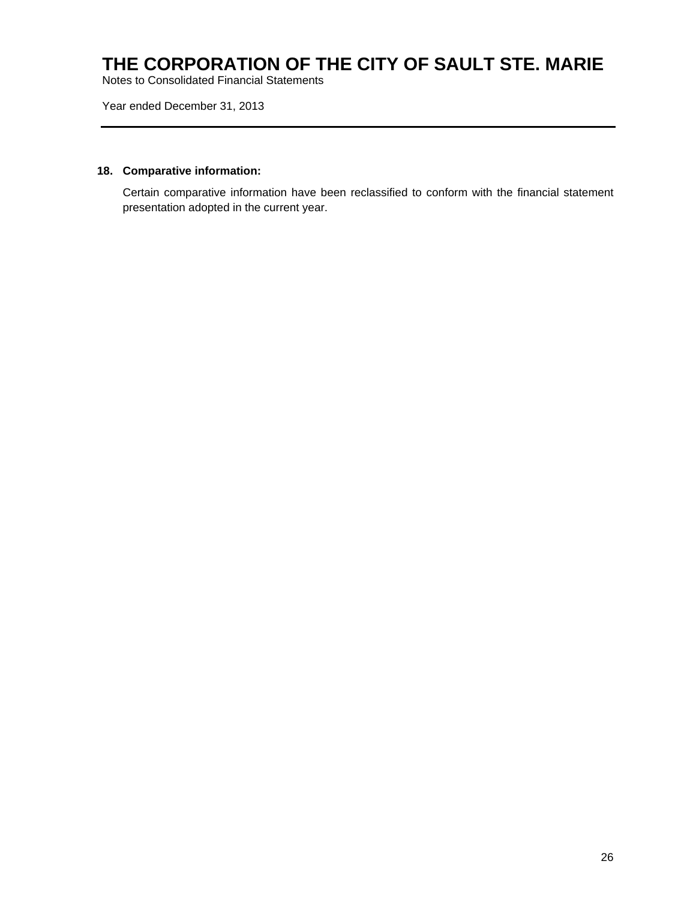## 18. Comparative information:

Certain comparative information have been reclassified to conform with the financial statement presentation adopted in the current year.